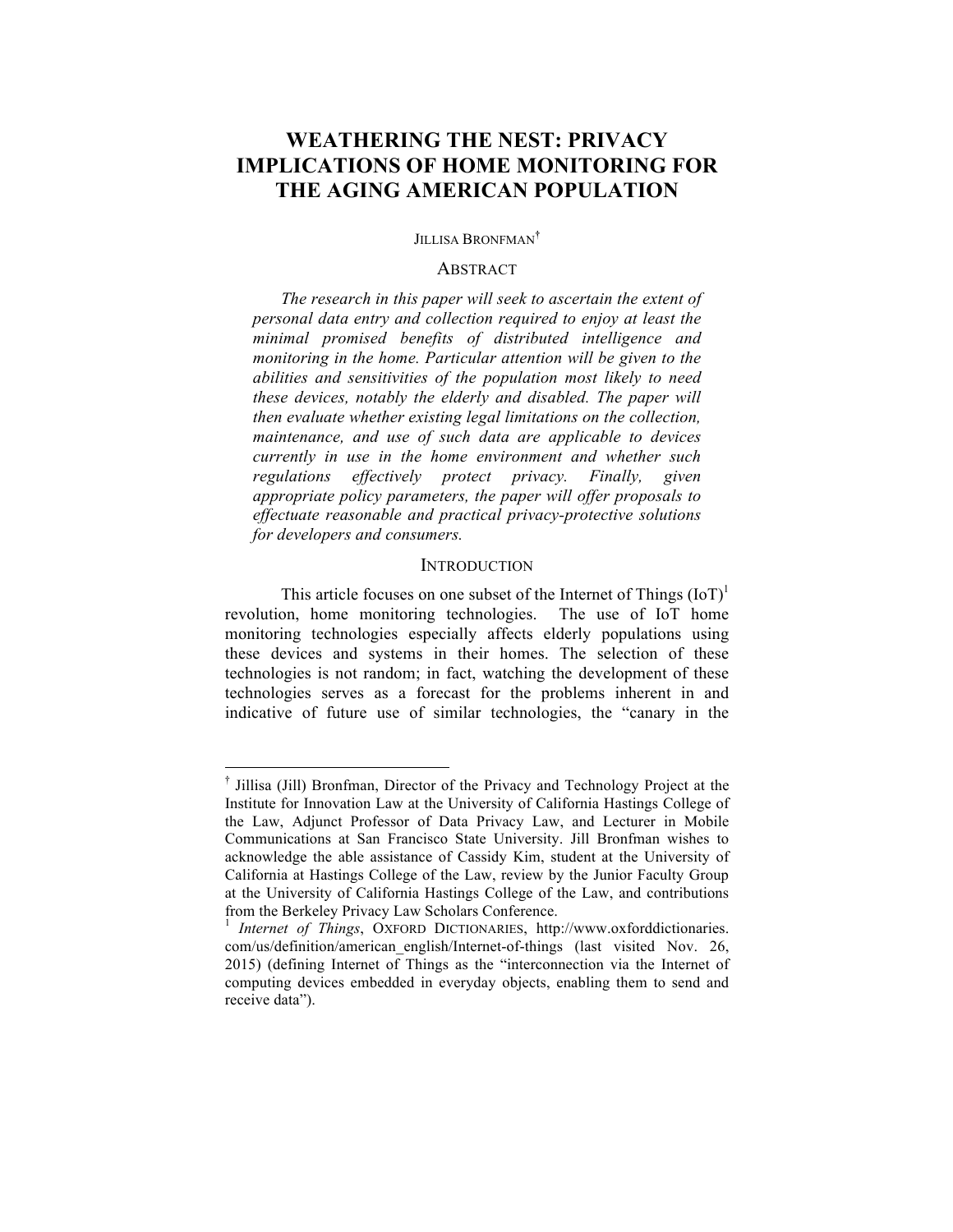# WEATHERING THE NEST: PRIVACY IMPLICATIONS OF HOME MONITORING FOR THE AGING AMERICAN POPULATION

JILLISA BRONFMAN[†]

## ABSTRACT

*The research in this paper will seek to ascertain the extent of personal data entry and collection required to enjoy at least the minimal promised benefits of distributed intelligence and monitoring in the home. Particular attention will be given to the abilities and sensitivities of the population most likely to need these devices, notably the elderly and disabled. The paper will then evaluate whether existing legal limitations on the collection, maintenance, and use of such data are applicable to devices currently in use in the home environment and whether such regulations effectively protect privacy. Finally, given appropriate policy parameters, the paper will offer proposals to effectuate reasonable and practical privacy-protective solutions for developers and consumers.*

## INTRODUCTION

This article focuses on one subset of the Internet of Things (IoT)[1] revolution, home monitoring technologies. The use of IoT home monitoring technologies especially affects elderly populations using these devices and systems in their homes. The selection of these technologies is not random; in fact, watching the development of these technologies serves as a forecast for the problems inherent in and indicative of future use of similar technologies, the "canary in the

---

[†] Jillisa (Jill) Bronfman, Director of the Privacy and Technology Project at the Institute for Innovation Law at the University of California Hastings College of the Law, Adjunct Professor of Data Privacy Law, and Lecturer in Mobile Communications at San Francisco State University. Jill Bronfman wishes to acknowledge the able assistance of Cassidy Kim, student at the University of California at Hastings College of the Law, review by the Junior Faculty Group at the University of California Hastings College of the Law, and contributions from the Berkeley Privacy Law Scholars Conference.

[1] *Internet of Things*, OXFORD DICTIONARIES, http://www.oxforddictionaries.com/us/definition/american_english/Internet-of-things (last visited Nov. 26, 2015) (defining Internet of Things as the "interconnection via the Internet of computing devices embedded in everyday objects, enabling them to send and receive data").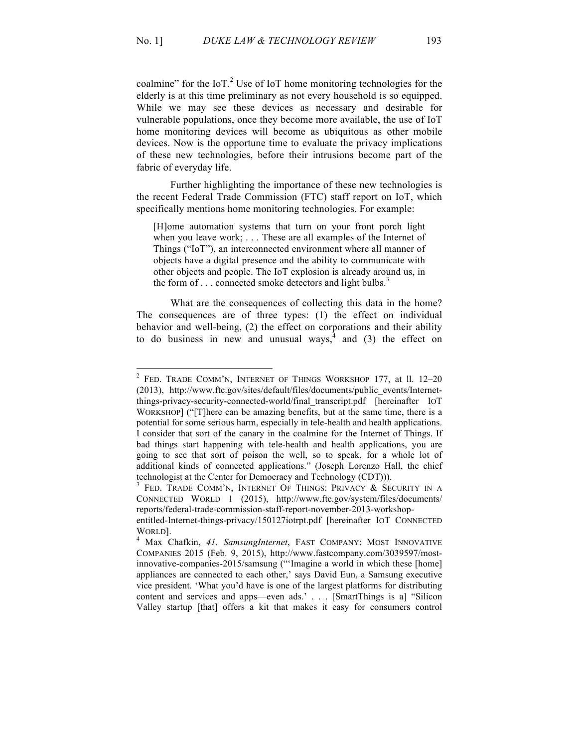coalmine" for the IoT.[2] Use of IoT home monitoring technologies for the elderly is at this time preliminary as not every household is so equipped. While we may see these devices as necessary and desirable for vulnerable populations, once they become more available, the use of IoT home monitoring devices will become as ubiquitous as other mobile devices. Now is the opportune time to evaluate the privacy implications of these new technologies, before their intrusions become part of the fabric of everyday life.

Further highlighting the importance of these new technologies is the recent Federal Trade Commission (FTC) staff report on IoT, which specifically mentions home monitoring technologies. For example:

> [H]ome automation systems that turn on your front porch light when you leave work; . . . These are all examples of the Internet of Things ("IoT"), an interconnected environment where all manner of objects have a digital presence and the ability to communicate with other objects and people. The IoT explosion is already around us, in the form of . . . connected smoke detectors and light bulbs.[3]

What are the consequences of collecting this data in the home? The consequences are of three types: (1) the effect on individual behavior and well-being, (2) the effect on corporations and their ability to do business in new and unusual ways,[4] and (3) the effect on

---

[2] FED. TRADE COMM'N, INTERNET OF THINGS WORKSHOP 177, at ll. 12–20 (2013), http://www.ftc.gov/sites/default/files/documents/public_events/Internet-things-privacy-security-connected-world/final_transcript.pdf [hereinafter IOT WORKSHOP] ("[T]here can be amazing benefits, but at the same time, there is a potential for some serious harm, especially in tele-health and health applications. I consider that sort of the canary in the coalmine for the Internet of Things. If bad things start happening with tele-health and health applications, you are going to see that sort of poison the well, so to speak, for a whole lot of additional kinds of connected applications." (Joseph Lorenzo Hall, the chief technologist at the Center for Democracy and Technology (CDT))).

[3] FED. TRADE COMM'N, INTERNET OF THINGS: PRIVACY & SECURITY IN A CONNECTED WORLD 1 (2015), http://www.ftc.gov/system/files/documents/reports/federal-trade-commission-staff-report-november-2013-workshop-entitled-Internet-things-privacy/150127iotrpt.pdf [hereinafter IOT CONNECTED WORLD].

[4] Max Chafkin, *41. SamsungInternet*, FAST COMPANY: MOST INNOVATIVE COMPANIES 2015 (Feb. 9, 2015), http://www.fastcompany.com/3039597/most-innovative-companies-2015/samsung ("'Imagine a world in which these [home] appliances are connected to each other,' says David Eun, a Samsung executive vice president. 'What you'd have is one of the largest platforms for distributing content and services and apps—even ads.' . . . [SmartThings is a] "Silicon Valley startup [that] offers a kit that makes it easy for consumers control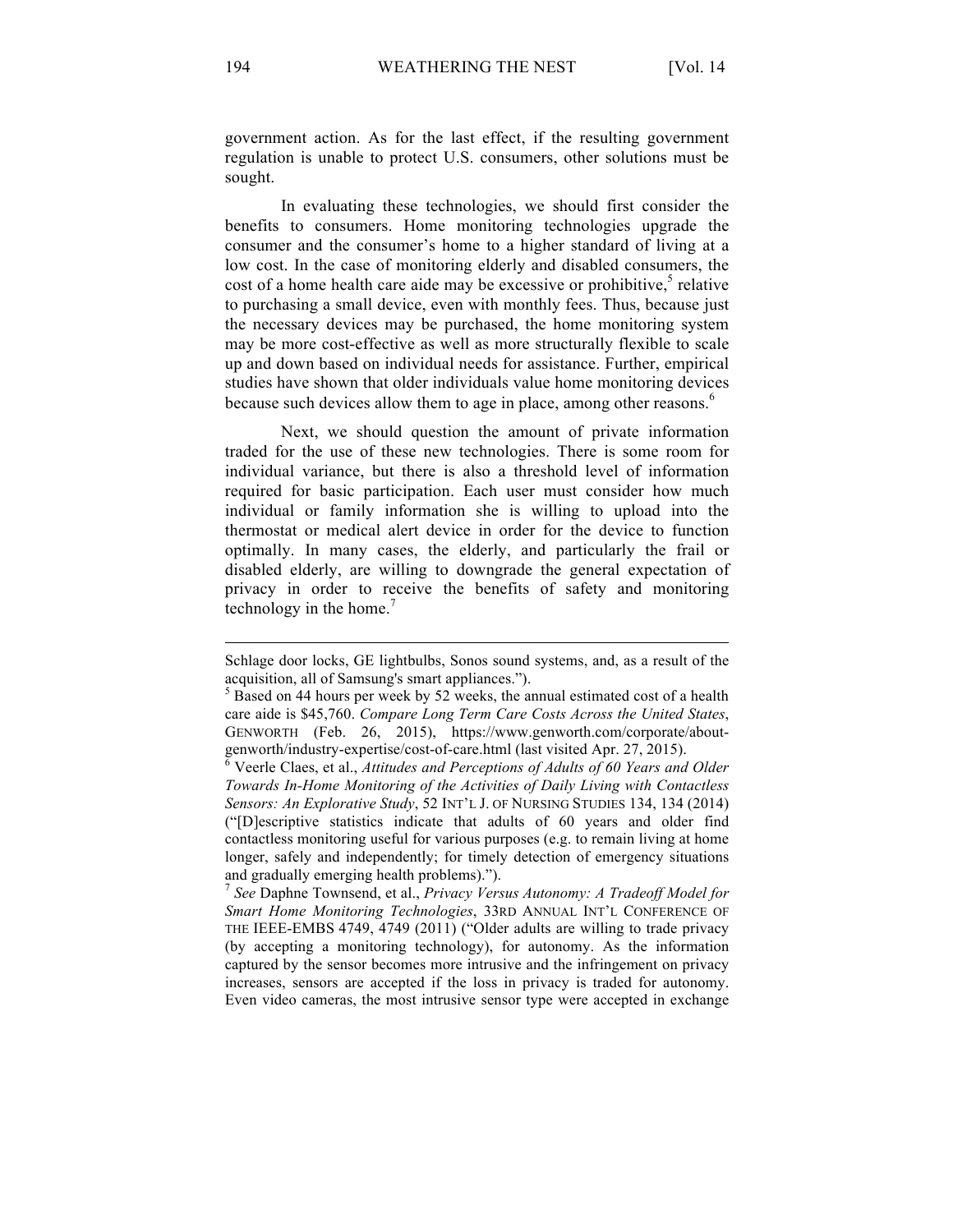government action. As for the last effect, if the resulting government regulation is unable to protect U.S. consumers, other solutions must be sought.

In evaluating these technologies, we should first consider the benefits to consumers. Home monitoring technologies upgrade the consumer and the consumer's home to a higher standard of living at a low cost. In the case of monitoring elderly and disabled consumers, the cost of a home health care aide may be excessive or prohibitive,[5] relative to purchasing a small device, even with monthly fees. Thus, because just the necessary devices may be purchased, the home monitoring system may be more cost-effective as well as more structurally flexible to scale up and down based on individual needs for assistance. Further, empirical studies have shown that older individuals value home monitoring devices because such devices allow them to age in place, among other reasons.[6]

Next, we should question the amount of private information traded for the use of these new technologies. There is some room for individual variance, but there is also a threshold level of information required for basic participation. Each user must consider how much individual or family information she is willing to upload into the thermostat or medical alert device in order for the device to function optimally. In many cases, the elderly, and particularly the frail or disabled elderly, are willing to downgrade the general expectation of privacy in order to receive the benefits of safety and monitoring technology in the home.[7]

---

Schlage door locks, GE lightbulbs, Sonos sound systems, and, as a result of the acquisition, all of Samsung's smart appliances.").

[5] Based on 44 hours per week by 52 weeks, the annual estimated cost of a health care aide is $45,760. *Compare Long Term Care Costs Across the United States*, GENWORTH (Feb. 26, 2015), https://www.genworth.com/corporate/about-genworth/industry-expertise/cost-of-care.html (last visited Apr. 27, 2015).

[6] Veerle Claes, et al., *Attitudes and Perceptions of Adults of 60 Years and Older Towards In-Home Monitoring of the Activities of Daily Living with Contactless Sensors: An Explorative Study*, 52 INT'L J. OF NURSING STUDIES 134, 134 (2014) ("[D]escriptive statistics indicate that adults of 60 years and older find contactless monitoring useful for various purposes (e.g. to remain living at home longer, safely and independently; for timely detection of emergency situations and gradually emerging health problems).").

[7] *See* Daphne Townsend, et al., *Privacy Versus Autonomy: A Tradeoff Model for Smart Home Monitoring Technologies*, 33RD ANNUAL INT'L CONFERENCE OF THE IEEE-EMBS 4749, 4749 (2011) ("Older adults are willing to trade privacy (by accepting a monitoring technology), for autonomy. As the information captured by the sensor becomes more intrusive and the infringement on privacy increases, sensors are accepted if the loss in privacy is traded for autonomy. Even video cameras, the most intrusive sensor type were accepted in exchange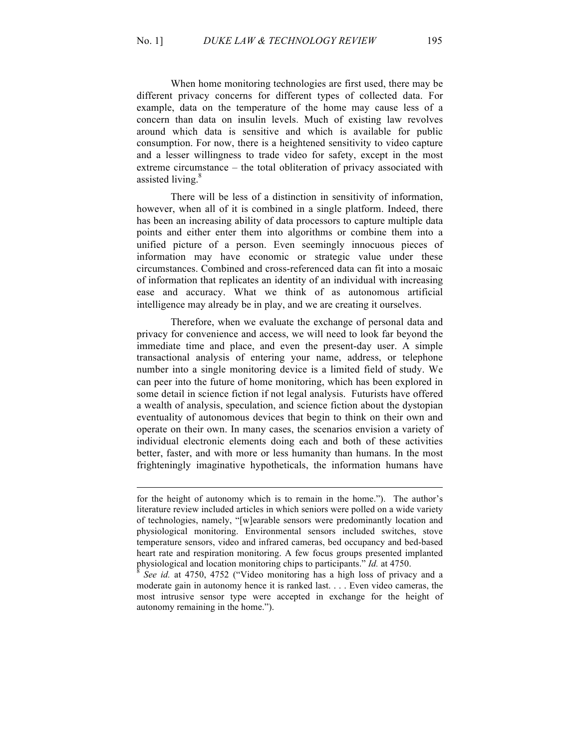When home monitoring technologies are first used, there may be different privacy concerns for different types of collected data. For example, data on the temperature of the home may cause less of a concern than data on insulin levels. Much of existing law revolves around which data is sensitive and which is available for public consumption. For now, there is a heightened sensitivity to video capture and a lesser willingness to trade video for safety, except in the most extreme circumstance – the total obliteration of privacy associated with assisted living.[8]

There will be less of a distinction in sensitivity of information, however, when all of it is combined in a single platform. Indeed, there has been an increasing ability of data processors to capture multiple data points and either enter them into algorithms or combine them into a unified picture of a person. Even seemingly innocuous pieces of information may have economic or strategic value under these circumstances. Combined and cross-referenced data can fit into a mosaic of information that replicates an identity of an individual with increasing ease and accuracy. What we think of as autonomous artificial intelligence may already be in play, and we are creating it ourselves.

Therefore, when we evaluate the exchange of personal data and privacy for convenience and access, we will need to look far beyond the immediate time and place, and even the present-day user. A simple transactional analysis of entering your name, address, or telephone number into a single monitoring device is a limited field of study. We can peer into the future of home monitoring, which has been explored in some detail in science fiction if not legal analysis. Futurists have offered a wealth of analysis, speculation, and science fiction about the dystopian eventuality of autonomous devices that begin to think on their own and operate on their own. In many cases, the scenarios envision a variety of individual electronic elements doing each and both of these activities better, faster, and with more or less humanity than humans. In the most frighteningly imaginative hypotheticals, the information humans have

---

for the height of autonomy which is to remain in the home."). The author's literature review included articles in which seniors were polled on a wide variety of technologies, namely, "[w]earable sensors were predominantly location and physiological monitoring. Environmental sensors included switches, stove temperature sensors, video and infrared cameras, bed occupancy and bed-based heart rate and respiration monitoring. A few focus groups presented implanted physiological and location monitoring chips to participants." *Id.* at 4750.

[8] *See id.* at 4750, 4752 ("Video monitoring has a high loss of privacy and a moderate gain in autonomy hence it is ranked last. . . . Even video cameras, the most intrusive sensor type were accepted in exchange for the height of autonomy remaining in the home.").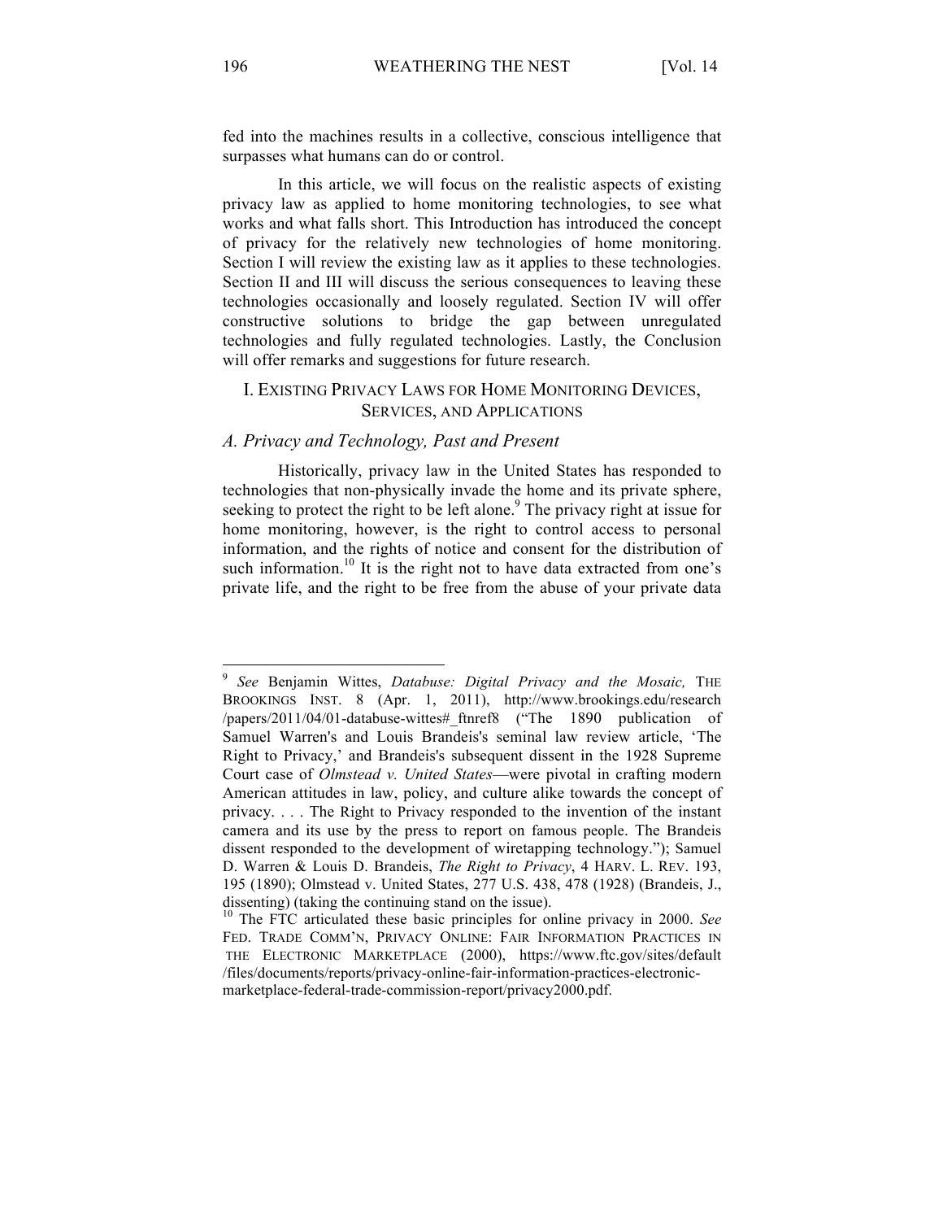fed into the machines results in a collective, conscious intelligence that surpasses what humans can do or control.

In this article, we will focus on the realistic aspects of existing privacy law as applied to home monitoring technologies, to see what works and what falls short. This Introduction has introduced the concept of privacy for the relatively new technologies of home monitoring. Section I will review the existing law as it applies to these technologies. Section II and III will discuss the serious consequences to leaving these technologies occasionally and loosely regulated. Section IV will offer constructive solutions to bridge the gap between unregulated technologies and fully regulated technologies. Lastly, the Conclusion will offer remarks and suggestions for future research.

## I. EXISTING PRIVACY LAWS FOR HOME MONITORING DEVICES, SERVICES, AND APPLICATIONS

### *A. Privacy and Technology, Past and Present*

Historically, privacy law in the United States has responded to technologies that non-physically invade the home and its private sphere, seeking to protect the right to be left alone.[9] The privacy right at issue for home monitoring, however, is the right to control access to personal information, and the rights of notice and consent for the distribution of such information.[10] It is the right not to have data extracted from one's private life, and the right to be free from the abuse of your private data

---

[9] *See* Benjamin Wittes, *Databuse: Digital Privacy and the Mosaic,* THE BROOKINGS INST. 8 (Apr. 1, 2011), http://www.brookings.edu/research/papers/2011/04/01-databuse-wittes#_ftnref8 ("The 1890 publication of Samuel Warren's and Louis Brandeis's seminal law review article, 'The Right to Privacy,' and Brandeis's subsequent dissent in the 1928 Supreme Court case of *Olmstead v. United States*—were pivotal in crafting modern American attitudes in law, policy, and culture alike towards the concept of privacy. . . . The Right to Privacy responded to the invention of the instant camera and its use by the press to report on famous people. The Brandeis dissent responded to the development of wiretapping technology."); Samuel D. Warren & Louis D. Brandeis, *The Right to Privacy*, 4 HARV. L. REV. 193, 195 (1890); Olmstead v. United States, 277 U.S. 438, 478 (1928) (Brandeis, J., dissenting) (taking the continuing stand on the issue).

[10] The FTC articulated these basic principles for online privacy in 2000. *See* FED. TRADE COMM'N, PRIVACY ONLINE: FAIR INFORMATION PRACTICES IN THE ELECTRONIC MARKETPLACE (2000), https://www.ftc.gov/sites/default/files/documents/reports/privacy-online-fair-information-practices-electronic-marketplace-federal-trade-commission-report/privacy2000.pdf.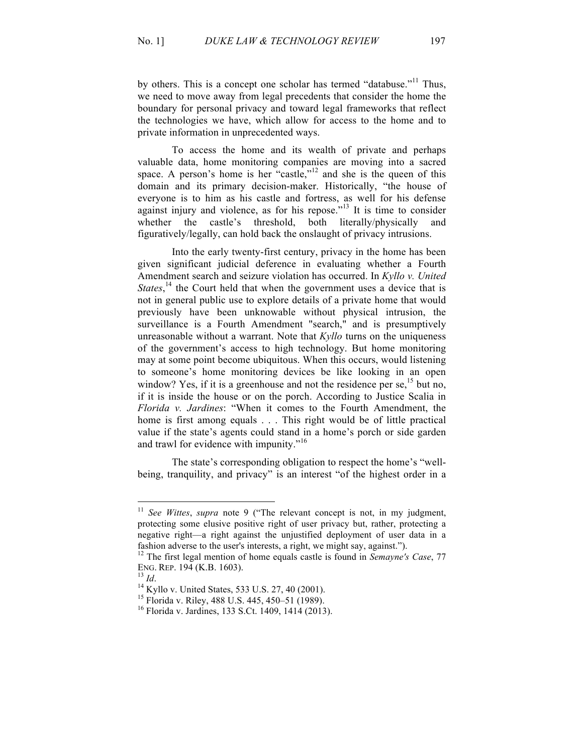by others. This is a concept one scholar has termed "databuse."[11] Thus, we need to move away from legal precedents that consider the home the boundary for personal privacy and toward legal frameworks that reflect the technologies we have, which allow for access to the home and to private information in unprecedented ways.

To access the home and its wealth of private and perhaps valuable data, home monitoring companies are moving into a sacred space. A person's home is her "castle,"[12] and she is the queen of this domain and its primary decision-maker. Historically, "the house of everyone is to him as his castle and fortress, as well for his defense against injury and violence, as for his repose."[13] It is time to consider whether the castle's threshold, both literally/physically and figuratively/legally, can hold back the onslaught of privacy intrusions.

Into the early twenty-first century, privacy in the home has been given significant judicial deference in evaluating whether a Fourth Amendment search and seizure violation has occurred. In *Kyllo v. United States*,[14] the Court held that when the government uses a device that is not in general public use to explore details of a private home that would previously have been unknowable without physical intrusion, the surveillance is a Fourth Amendment "search," and is presumptively unreasonable without a warrant. Note that *Kyllo* turns on the uniqueness of the government's access to high technology. But home monitoring may at some point become ubiquitous. When this occurs, would listening to someone's home monitoring devices be like looking in an open window? Yes, if it is a greenhouse and not the residence per se,[15] but no, if it is inside the house or on the porch. According to Justice Scalia in *Florida v. Jardines*: "When it comes to the Fourth Amendment, the home is first among equals . . . This right would be of little practical value if the state's agents could stand in a home's porch or side garden and trawl for evidence with impunity."[16]

The state's corresponding obligation to respect the home's "well-being, tranquility, and privacy" is an interest "of the highest order in a

---

[11] *See Wittes*, *supra* note 9 ("The relevant concept is not, in my judgment, protecting some elusive positive right of user privacy but, rather, protecting a negative right—a right against the unjustified deployment of user data in a fashion adverse to the user's interests, a right, we might say, against.").

[12] The first legal mention of home equals castle is found in *Semayne's Case*, 77 ENG. REP. 194 (K.B. 1603).

[13] *Id*.

[14] Kyllo v. United States, 533 U.S. 27, 40 (2001).

[15] Florida v. Riley, 488 U.S. 445, 450–51 (1989).

[16] Florida v. Jardines, 133 S.Ct. 1409, 1414 (2013).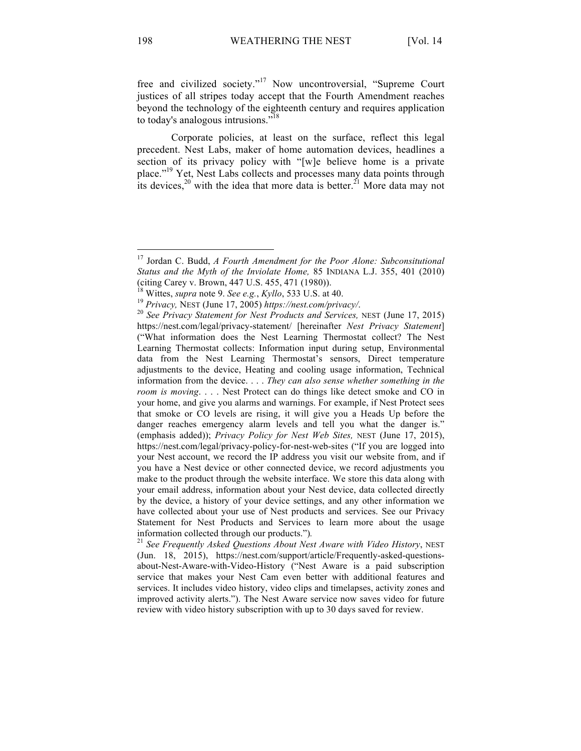free and civilized society."[17] Now uncontroversial, "Supreme Court justices of all stripes today accept that the Fourth Amendment reaches beyond the technology of the eighteenth century and requires application to today's analogous intrusions."[18]

Corporate policies, at least on the surface, reflect this legal precedent. Nest Labs, maker of home automation devices, headlines a section of its privacy policy with "[w]e believe home is a private place."[19] Yet, Nest Labs collects and processes many data points through its devices,[20] with the idea that more data is better.[21] More data may not

---

[17] Jordan C. Budd, *A Fourth Amendment for the Poor Alone: Subconsitutional Status and the Myth of the Inviolate Home,* 85 INDIANA L.J. 355, 401 (2010) (citing Carey v. Brown, 447 U.S. 455, 471 (1980)).

[18] Wittes, *supra* note 9. *See e.g.*, *Kyllo*, 533 U.S. at 40.

[19] *Privacy,* NEST (June 17, 2005) *https://nest.com/privacy/*.

[20] *See Privacy Statement for Nest Products and Services,* NEST (June 17, 2015) https://nest.com/legal/privacy-statement/ [hereinafter *Nest Privacy Statement*] ("What information does the Nest Learning Thermostat collect? The Nest Learning Thermostat collects: Information input during setup, Environmental data from the Nest Learning Thermostat's sensors, Direct temperature adjustments to the device, Heating and cooling usage information, Technical information from the device. . . . *They can also sense whether something in the room is moving*. . . . Nest Protect can do things like detect smoke and CO in your home, and give you alarms and warnings. For example, if Nest Protect sees that smoke or CO levels are rising, it will give you a Heads Up before the danger reaches emergency alarm levels and tell you what the danger is." (emphasis added)); *Privacy Policy for Nest Web Sites,* NEST (June 17, 2015), https://nest.com/legal/privacy-policy-for-nest-web-sites ("If you are logged into your Nest account, we record the IP address you visit our website from, and if you have a Nest device or other connected device, we record adjustments you make to the product through the website interface. We store this data along with your email address, information about your Nest device, data collected directly by the device, a history of your device settings, and any other information we have collected about your use of Nest products and services. See our Privacy Statement for Nest Products and Services to learn more about the usage information collected through our products.").

[21] *See Frequently Asked Questions About Nest Aware with Video History*, NEST (Jun. 18, 2015), https://nest.com/support/article/Frequently-asked-questions-about-Nest-Aware-with-Video-History ("Nest Aware is a paid subscription service that makes your Nest Cam even better with additional features and services. It includes video history, video clips and timelapses, activity zones and improved activity alerts."). The Nest Aware service now saves video for future review with video history subscription with up to 30 days saved for review.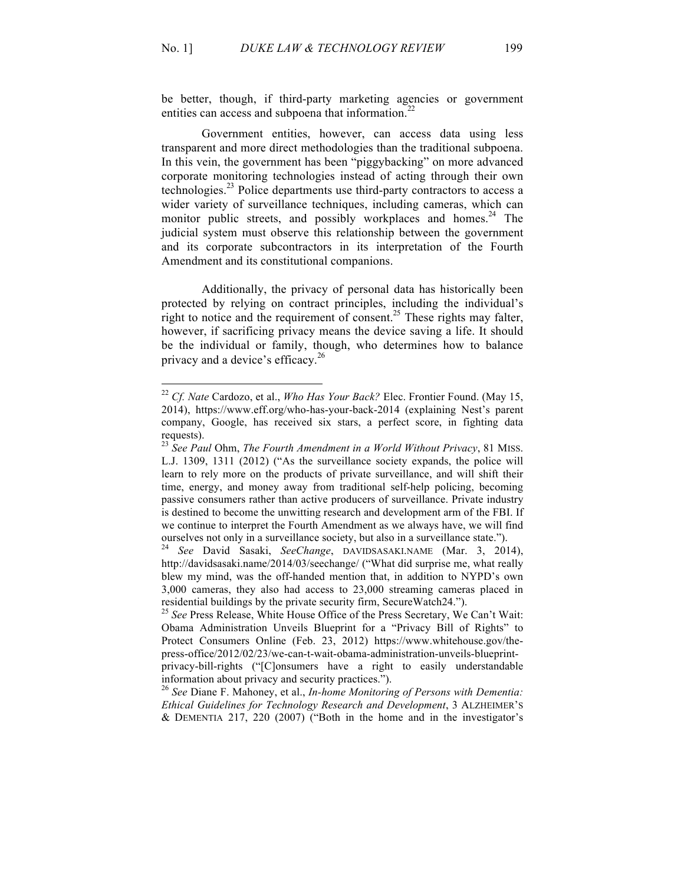be better, though, if third-party marketing agencies or government entities can access and subpoena that information.[22]

Government entities, however, can access data using less transparent and more direct methodologies than the traditional subpoena. In this vein, the government has been "piggybacking" on more advanced corporate monitoring technologies instead of acting through their own technologies.[23] Police departments use third-party contractors to access a wider variety of surveillance techniques, including cameras, which can monitor public streets, and possibly workplaces and homes.[24] The judicial system must observe this relationship between the government and its corporate subcontractors in its interpretation of the Fourth Amendment and its constitutional companions.

Additionally, the privacy of personal data has historically been protected by relying on contract principles, including the individual's right to notice and the requirement of consent.[25] These rights may falter, however, if sacrificing privacy means the device saving a life. It should be the individual or family, though, who determines how to balance privacy and a device's efficacy.[26]

---

[22] *Cf. Nate* Cardozo, et al., *Who Has Your Back?* Elec. Frontier Found. (May 15, 2014), https://www.eff.org/who-has-your-back-2014 (explaining Nest's parent company, Google, has received six stars, a perfect score, in fighting data requests).

[23] *See Paul* Ohm, *The Fourth Amendment in a World Without Privacy*, 81 MISS. L.J. 1309, 1311 (2012) ("As the surveillance society expands, the police will learn to rely more on the products of private surveillance, and will shift their time, energy, and money away from traditional self-help policing, becoming passive consumers rather than active producers of surveillance. Private industry is destined to become the unwitting research and development arm of the FBI. If we continue to interpret the Fourth Amendment as we always have, we will find ourselves not only in a surveillance society, but also in a surveillance state.").

[24] *See* David Sasaki, *SeeChange*, DAVIDSASAKI.NAME (Mar. 3, 2014), http://davidsasaki.name/2014/03/seechange/ ("What did surprise me, what really blew my mind, was the off-handed mention that, in addition to NYPD's own 3,000 cameras, they also had access to 23,000 streaming cameras placed in residential buildings by the private security firm, SecureWatch24.").

[25] *See* Press Release, White House Office of the Press Secretary, We Can't Wait: Obama Administration Unveils Blueprint for a "Privacy Bill of Rights" to Protect Consumers Online (Feb. 23, 2012) https://www.whitehouse.gov/the-press-office/2012/02/23/we-can-t-wait-obama-administration-unveils-blueprint-privacy-bill-rights ("[C]onsumers have a right to easily understandable information about privacy and security practices.").

[26] *See* Diane F. Mahoney, et al., *In-home Monitoring of Persons with Dementia: Ethical Guidelines for Technology Research and Development*, 3 ALZHEIMER'S & DEMENTIA 217, 220 (2007) ("Both in the home and in the investigator's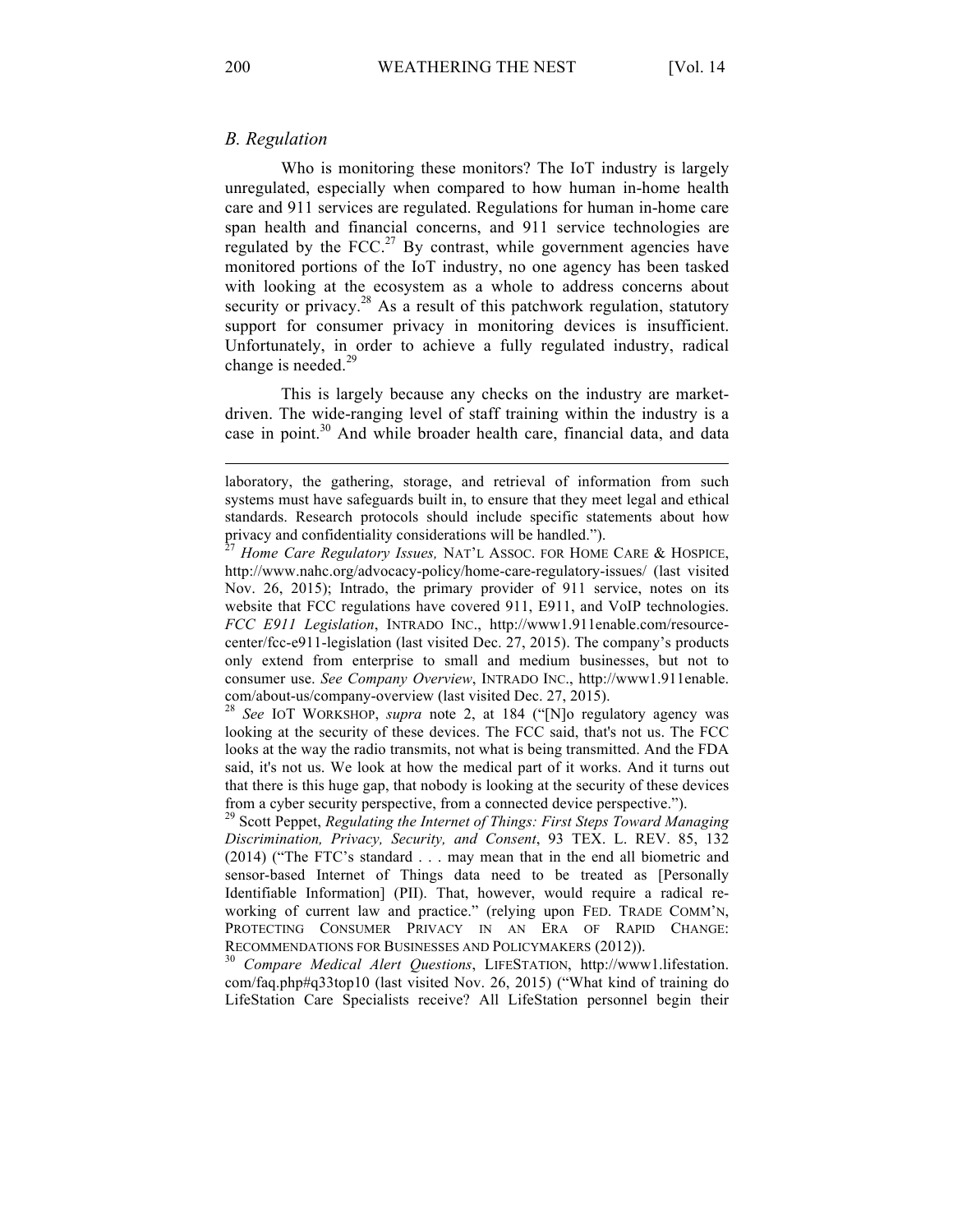### *B. Regulation*

Who is monitoring these monitors? The IoT industry is largely unregulated, especially when compared to how human in-home health care and 911 services are regulated. Regulations for human in-home care span health and financial concerns, and 911 service technologies are regulated by the FCC.[27] By contrast, while government agencies have monitored portions of the IoT industry, no one agency has been tasked with looking at the ecosystem as a whole to address concerns about security or privacy.[28] As a result of this patchwork regulation, statutory support for consumer privacy in monitoring devices is insufficient. Unfortunately, in order to achieve a fully regulated industry, radical change is needed.[29]

This is largely because any checks on the industry are market-driven. The wide-ranging level of staff training within the industry is a case in point.[30] And while broader health care, financial data, and data

---

laboratory, the gathering, storage, and retrieval of information from such systems must have safeguards built in, to ensure that they meet legal and ethical standards. Research protocols should include specific statements about how privacy and confidentiality considerations will be handled.").

[27] *Home Care Regulatory Issues,* NAT'L ASSOC. FOR HOME CARE & HOSPICE, http://www.nahc.org/advocacy-policy/home-care-regulatory-issues/ (last visited Nov. 26, 2015); Intrado, the primary provider of 911 service, notes on its website that FCC regulations have covered 911, E911, and VoIP technologies. *FCC E911 Legislation*, INTRADO INC., http://www1.911enable.com/resource-center/fcc-e911-legislation (last visited Dec. 27, 2015). The company's products only extend from enterprise to small and medium businesses, but not to consumer use. *See Company Overview*, INTRADO INC., http://www1.911enable.com/about-us/company-overview (last visited Dec. 27, 2015).

[28] *See* IOT WORKSHOP, *supra* note 2, at 184 ("[N]o regulatory agency was looking at the security of these devices. The FCC said, that's not us. The FCC looks at the way the radio transmits, not what is being transmitted. And the FDA said, it's not us. We look at how the medical part of it works. And it turns out that there is this huge gap, that nobody is looking at the security of these devices from a cyber security perspective, from a connected device perspective.").

[29] Scott Peppet, *Regulating the Internet of Things: First Steps Toward Managing Discrimination, Privacy, Security, and Consent*, 93 TEX. L. REV. 85, 132 (2014) ("The FTC's standard . . . may mean that in the end all biometric and sensor-based Internet of Things data need to be treated as [Personally Identifiable Information] (PII). That, however, would require a radical re-working of current law and practice." (relying upon FED. TRADE COMM'N, PROTECTING CONSUMER PRIVACY IN AN ERA OF RAPID CHANGE: RECOMMENDATIONS FOR BUSINESSES AND POLICYMAKERS (2012)).

[30] *Compare Medical Alert Questions*, LIFESTATION, http://www1.lifestation.com/faq.php#q33top10 (last visited Nov. 26, 2015) ("What kind of training do LifeStation Care Specialists receive? All LifeStation personnel begin their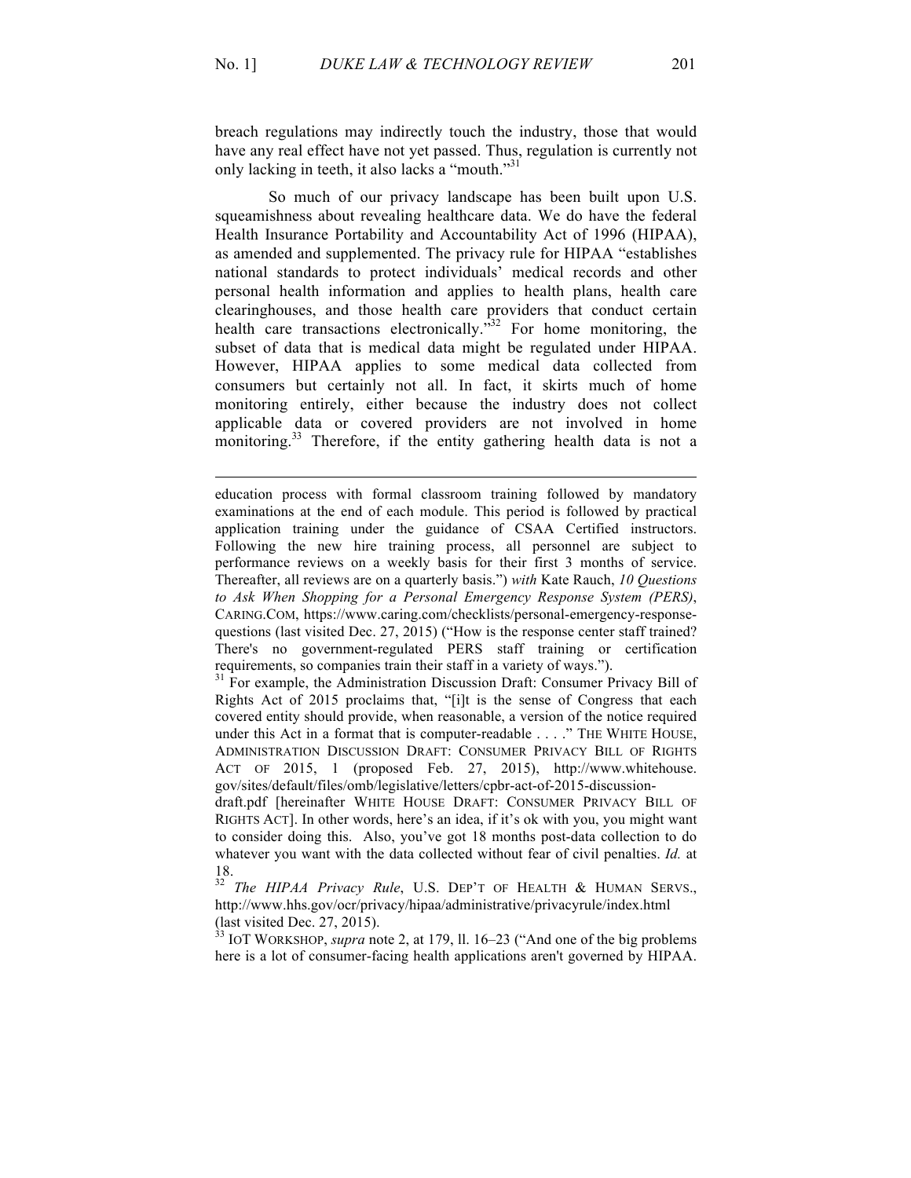breach regulations may indirectly touch the industry, those that would have any real effect have not yet passed. Thus, regulation is currently not only lacking in teeth, it also lacks a "mouth."[31]

So much of our privacy landscape has been built upon U.S. squeamishness about revealing healthcare data. We do have the federal Health Insurance Portability and Accountability Act of 1996 (HIPAA), as amended and supplemented. The privacy rule for HIPAA "establishes national standards to protect individuals' medical records and other personal health information and applies to health plans, health care clearinghouses, and those health care providers that conduct certain health care transactions electronically."[32] For home monitoring, the subset of data that is medical data might be regulated under HIPAA. However, HIPAA applies to some medical data collected from consumers but certainly not all. In fact, it skirts much of home monitoring entirely, either because the industry does not collect applicable data or covered providers are not involved in home monitoring.[33] Therefore, if the entity gathering health data is not a

---

education process with formal classroom training followed by mandatory examinations at the end of each module. This period is followed by practical application training under the guidance of CSAA Certified instructors. Following the new hire training process, all personnel are subject to performance reviews on a weekly basis for their first 3 months of service. Thereafter, all reviews are on a quarterly basis.") *with* Kate Rauch, *10 Questions to Ask When Shopping for a Personal Emergency Response System (PERS)*, CARING.COM, https://www.caring.com/checklists/personal-emergency-response-questions (last visited Dec. 27, 2015) ("How is the response center staff trained? There's no government-regulated PERS staff training or certification requirements, so companies train their staff in a variety of ways.").

[31] For example, the Administration Discussion Draft: Consumer Privacy Bill of Rights Act of 2015 proclaims that, "[i]t is the sense of Congress that each covered entity should provide, when reasonable, a version of the notice required under this Act in a format that is computer-readable . . . ." THE WHITE HOUSE, ADMINISTRATION DISCUSSION DRAFT: CONSUMER PRIVACY BILL OF RIGHTS ACT OF 2015, 1 (proposed Feb. 27, 2015), http://www.whitehouse.gov/sites/default/files/omb/legislative/letters/cpbr-act-of-2015-discussion-draft.pdf [hereinafter WHITE HOUSE DRAFT: CONSUMER PRIVACY BILL OF RIGHTS ACT]. In other words, here's an idea, if it's ok with you, you might want to consider doing this. Also, you've got 18 months post-data collection to do whatever you want with the data collected without fear of civil penalties. *Id.* at 18.

[32] *The HIPAA Privacy Rule*, U.S. DEP'T OF HEALTH & HUMAN SERVS., http://www.hhs.gov/ocr/privacy/hipaa/administrative/privacyrule/index.html (last visited Dec. 27, 2015).

[33] IOT WORKSHOP, *supra* note 2, at 179, ll. 16–23 ("And one of the big problems here is a lot of consumer-facing health applications aren't governed by HIPAA.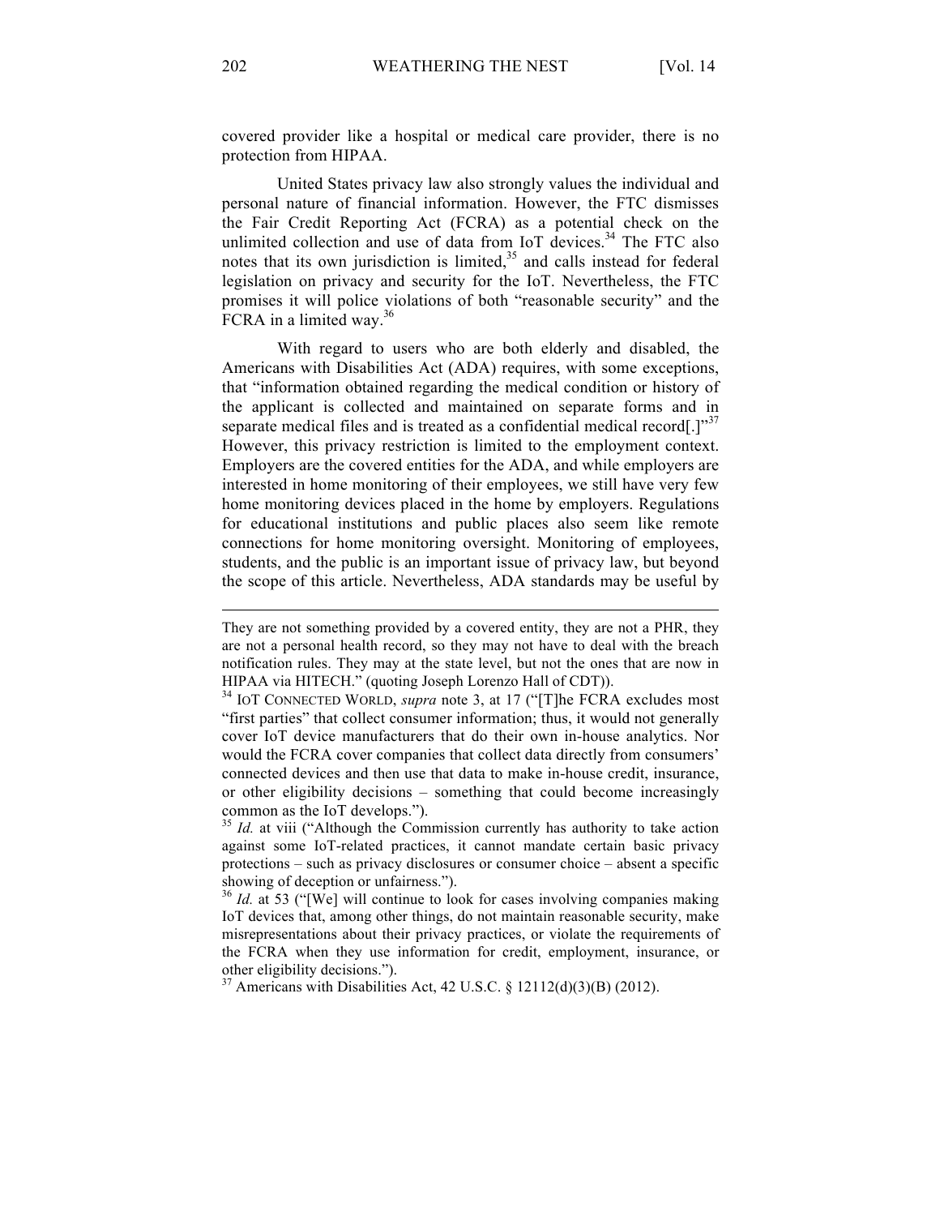covered provider like a hospital or medical care provider, there is no protection from HIPAA.

United States privacy law also strongly values the individual and personal nature of financial information. However, the FTC dismisses the Fair Credit Reporting Act (FCRA) as a potential check on the unlimited collection and use of data from IoT devices.[34] The FTC also notes that its own jurisdiction is limited,[35] and calls instead for federal legislation on privacy and security for the IoT. Nevertheless, the FTC promises it will police violations of both "reasonable security" and the FCRA in a limited way.[36]

With regard to users who are both elderly and disabled, the Americans with Disabilities Act (ADA) requires, with some exceptions, that "information obtained regarding the medical condition or history of the applicant is collected and maintained on separate forms and in separate medical files and is treated as a confidential medical record[.]"[37] However, this privacy restriction is limited to the employment context. Employers are the covered entities for the ADA, and while employers are interested in home monitoring of their employees, we still have very few home monitoring devices placed in the home by employers. Regulations for educational institutions and public places also seem like remote connections for home monitoring oversight. Monitoring of employees, students, and the public is an important issue of privacy law, but beyond the scope of this article. Nevertheless, ADA standards may be useful by

---

They are not something provided by a covered entity, they are not a PHR, they are not a personal health record, so they may not have to deal with the breach notification rules. They may at the state level, but not the ones that are now in HIPAA via HITECH." (quoting Joseph Lorenzo Hall of CDT)).

[34] IoT Connected World, *supra* note 3, at 17 ("[T]he FCRA excludes most "first parties" that collect consumer information; thus, it would not generally cover IoT device manufacturers that do their own in-house analytics. Nor would the FCRA cover companies that collect data directly from consumers' connected devices and then use that data to make in-house credit, insurance, or other eligibility decisions – something that could become increasingly common as the IoT develops.").

[35] *Id.* at viii ("Although the Commission currently has authority to take action against some IoT-related practices, it cannot mandate certain basic privacy protections – such as privacy disclosures or consumer choice – absent a specific showing of deception or unfairness.").

[36] *Id.* at 53 ("[We] will continue to look for cases involving companies making IoT devices that, among other things, do not maintain reasonable security, make misrepresentations about their privacy practices, or violate the requirements of the FCRA when they use information for credit, employment, insurance, or other eligibility decisions.").

[37] Americans with Disabilities Act, 42 U.S.C. § 12112(d)(3)(B) (2012).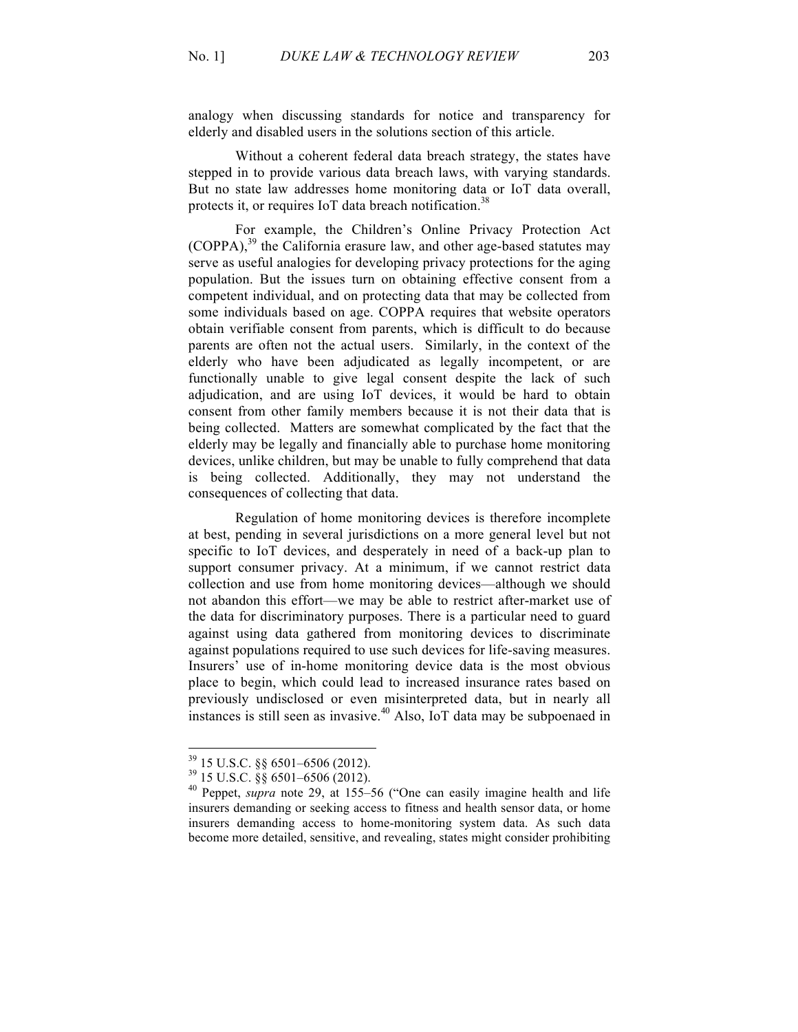analogy when discussing standards for notice and transparency for elderly and disabled users in the solutions section of this article.

Without a coherent federal data breach strategy, the states have stepped in to provide various data breach laws, with varying standards. But no state law addresses home monitoring data or IoT data overall, protects it, or requires IoT data breach notification.[38]

For example, the Children's Online Privacy Protection Act (COPPA),[39] the California erasure law, and other age-based statutes may serve as useful analogies for developing privacy protections for the aging population. But the issues turn on obtaining effective consent from a competent individual, and on protecting data that may be collected from some individuals based on age. COPPA requires that website operators obtain verifiable consent from parents, which is difficult to do because parents are often not the actual users. Similarly, in the context of the elderly who have been adjudicated as legally incompetent, or are functionally unable to give legal consent despite the lack of such adjudication, and are using IoT devices, it would be hard to obtain consent from other family members because it is not their data that is being collected. Matters are somewhat complicated by the fact that the elderly may be legally and financially able to purchase home monitoring devices, unlike children, but may be unable to fully comprehend that data is being collected. Additionally, they may not understand the consequences of collecting that data.

Regulation of home monitoring devices is therefore incomplete at best, pending in several jurisdictions on a more general level but not specific to IoT devices, and desperately in need of a back-up plan to support consumer privacy. At a minimum, if we cannot restrict data collection and use from home monitoring devices—although we should not abandon this effort—we may be able to restrict after-market use of the data for discriminatory purposes. There is a particular need to guard against using data gathered from monitoring devices to discriminate against populations required to use such devices for life-saving measures. Insurers' use of in-home monitoring device data is the most obvious place to begin, which could lead to increased insurance rates based on previously undisclosed or even misinterpreted data, but in nearly all instances is still seen as invasive.[40] Also, IoT data may be subpoenaed in

---

[39] 15 U.S.C. §§ 6501–6506 (2012).

[39] 15 U.S.C. §§ 6501–6506 (2012).

[40] Peppet, *supra* note 29, at 155–56 ("One can easily imagine health and life insurers demanding or seeking access to fitness and health sensor data, or home insurers demanding access to home-monitoring system data. As such data become more detailed, sensitive, and revealing, states might consider prohibiting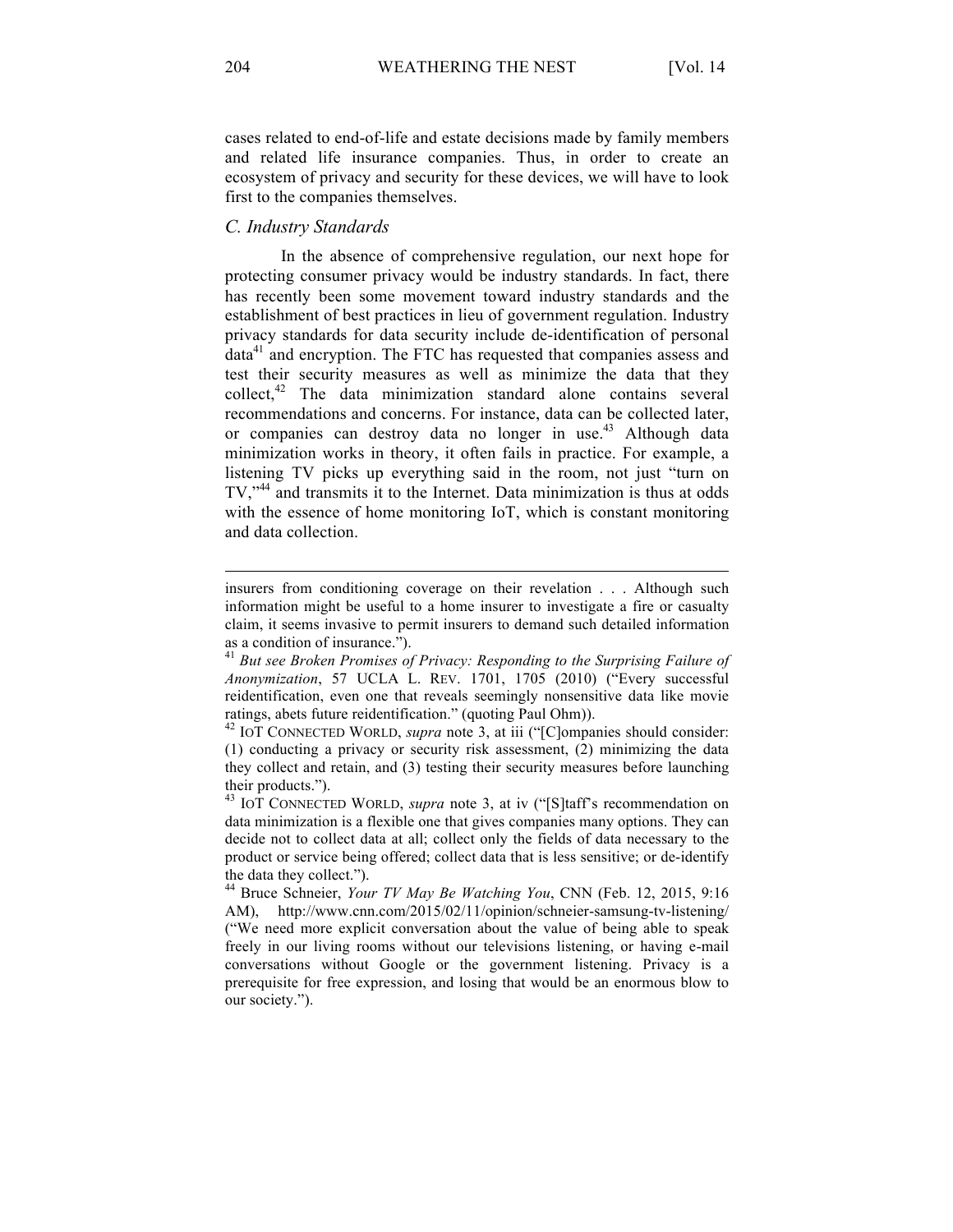cases related to end-of-life and estate decisions made by family members and related life insurance companies. Thus, in order to create an ecosystem of privacy and security for these devices, we will have to look first to the companies themselves.

### *C. Industry Standards*

In the absence of comprehensive regulation, our next hope for protecting consumer privacy would be industry standards. In fact, there has recently been some movement toward industry standards and the establishment of best practices in lieu of government regulation. Industry privacy standards for data security include de-identification of personal data[41] and encryption. The FTC has requested that companies assess and test their security measures as well as minimize the data that they collect,[42] The data minimization standard alone contains several recommendations and concerns. For instance, data can be collected later, or companies can destroy data no longer in use.[43] Although data minimization works in theory, it often fails in practice. For example, a listening TV picks up everything said in the room, not just "turn on TV,"[44] and transmits it to the Internet. Data minimization is thus at odds with the essence of home monitoring IoT, which is constant monitoring and data collection.

---

insurers from conditioning coverage on their revelation . . . Although such information might be useful to a home insurer to investigate a fire or casualty claim, it seems invasive to permit insurers to demand such detailed information as a condition of insurance.").

[41] *But see Broken Promises of Privacy: Responding to the Surprising Failure of Anonymization*, 57 UCLA L. REV. 1701, 1705 (2010) ("Every successful reidentification, even one that reveals seemingly nonsensitive data like movie ratings, abets future reidentification." (quoting Paul Ohm)).

[42] IOT CONNECTED WORLD, *supra* note 3, at iii ("[C]ompanies should consider: (1) conducting a privacy or security risk assessment, (2) minimizing the data they collect and retain, and (3) testing their security measures before launching their products.").

[43] IOT CONNECTED WORLD, *supra* note 3, at iv ("[S]taff's recommendation on data minimization is a flexible one that gives companies many options. They can decide not to collect data at all; collect only the fields of data necessary to the product or service being offered; collect data that is less sensitive; or de-identify the data they collect.").

[44] Bruce Schneier, *Your TV May Be Watching You*, CNN (Feb. 12, 2015, 9:16 AM), http://www.cnn.com/2015/02/11/opinion/schneier-samsung-tv-listening/ ("We need more explicit conversation about the value of being able to speak freely in our living rooms without our televisions listening, or having e-mail conversations without Google or the government listening. Privacy is a prerequisite for free expression, and losing that would be an enormous blow to our society.").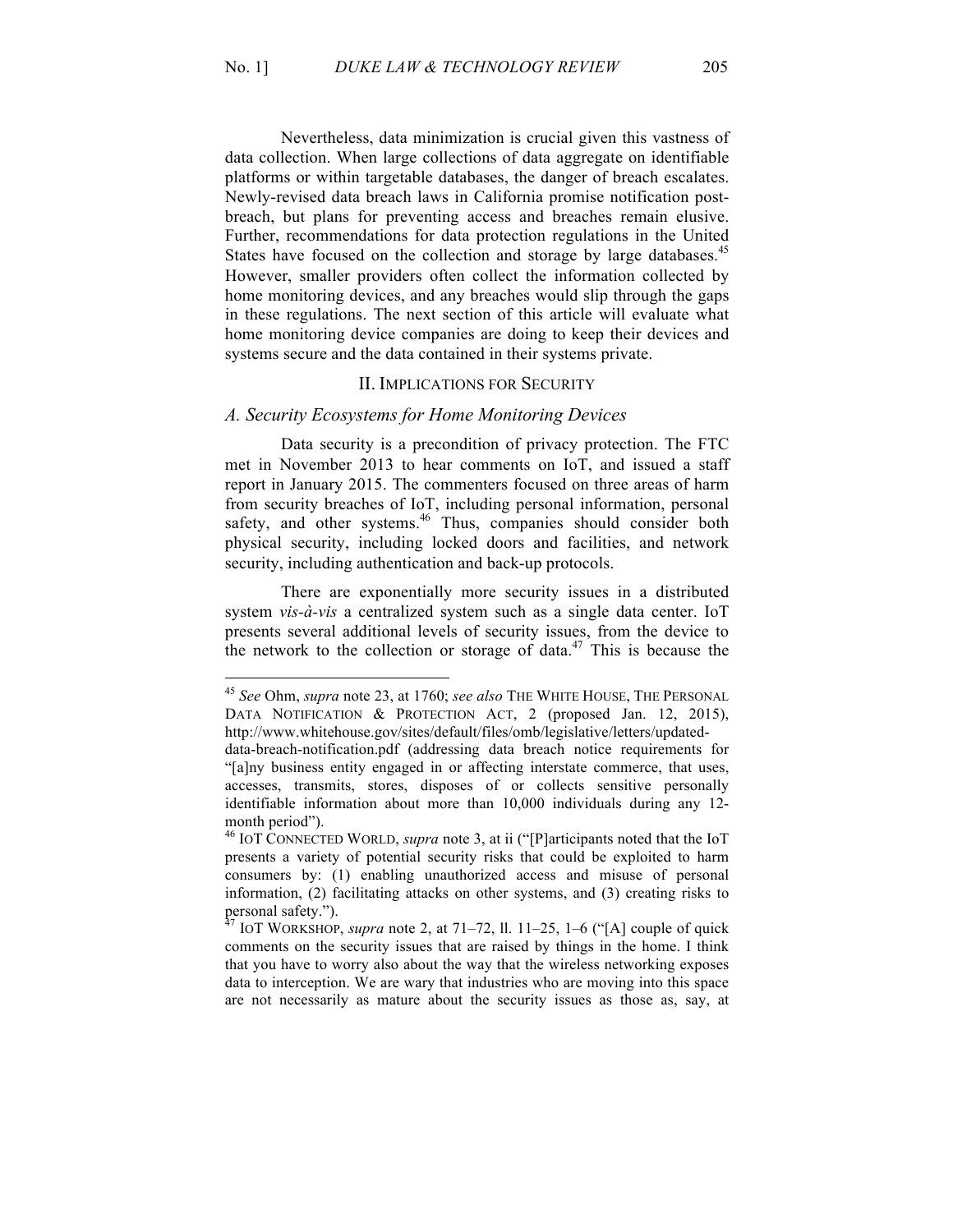Nevertheless, data minimization is crucial given this vastness of data collection. When large collections of data aggregate on identifiable platforms or within targetable databases, the danger of breach escalates. Newly-revised data breach laws in California promise notification post-breach, but plans for preventing access and breaches remain elusive. Further, recommendations for data protection regulations in the United States have focused on the collection and storage by large databases.[45] However, smaller providers often collect the information collected by home monitoring devices, and any breaches would slip through the gaps in these regulations. The next section of this article will evaluate what home monitoring device companies are doing to keep their devices and systems secure and the data contained in their systems private.

## II. Implications for Security

### *A. Security Ecosystems for Home Monitoring Devices*

Data security is a precondition of privacy protection. The FTC met in November 2013 to hear comments on IoT, and issued a staff report in January 2015. The commenters focused on three areas of harm from security breaches of IoT, including personal information, personal safety, and other systems.[46] Thus, companies should consider both physical security, including locked doors and facilities, and network security, including authentication and back-up protocols.

There are exponentially more security issues in a distributed system *vis-à-vis* a centralized system such as a single data center. IoT presents several additional levels of security issues, from the device to the network to the collection or storage of data.[47] This is because the

---

[45] *See* Ohm, *supra* note 23, at 1760; *see also* THE WHITE HOUSE, THE PERSONAL DATA NOTIFICATION & PROTECTION ACT, 2 (proposed Jan. 12, 2015), http://www.whitehouse.gov/sites/default/files/omb/legislative/letters/updated-data-breach-notification.pdf (addressing data breach notice requirements for "[a]ny business entity engaged in or affecting interstate commerce, that uses, accesses, transmits, stores, disposes of or collects sensitive personally identifiable information about more than 10,000 individuals during any 12-month period").

[46] IOT CONNECTED WORLD, *supra* note 3, at ii ("[P]articipants noted that the IoT presents a variety of potential security risks that could be exploited to harm consumers by: (1) enabling unauthorized access and misuse of personal information, (2) facilitating attacks on other systems, and (3) creating risks to personal safety.").

[47] IOT WORKSHOP, *supra* note 2, at 71–72, ll. 11–25, 1–6 ("[A] couple of quick comments on the security issues that are raised by things in the home. I think that you have to worry also about the way that the wireless networking exposes data to interception. We are wary that industries who are moving into this space are not necessarily as mature about the security issues as those as, say, at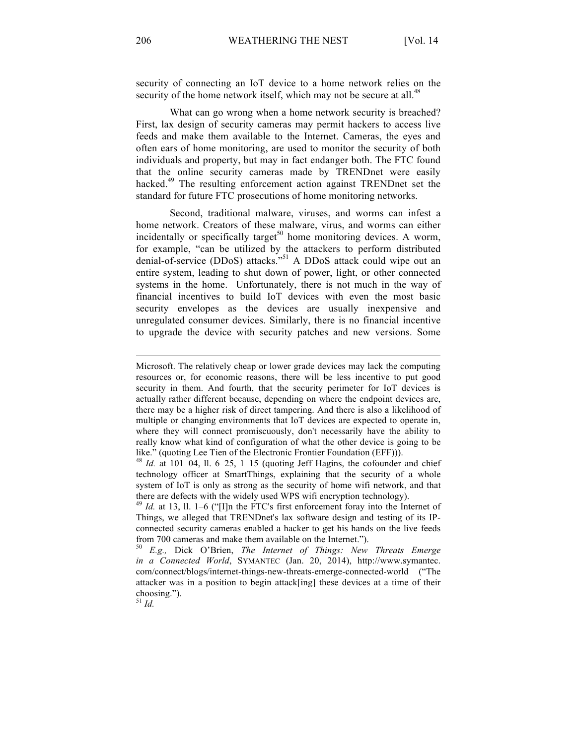security of connecting an IoT device to a home network relies on the security of the home network itself, which may not be secure at all.[48]

What can go wrong when a home network security is breached? First, lax design of security cameras may permit hackers to access live feeds and make them available to the Internet. Cameras, the eyes and often ears of home monitoring, are used to monitor the security of both individuals and property, but may in fact endanger both. The FTC found that the online security cameras made by TRENDnet were easily hacked.[49] The resulting enforcement action against TRENDnet set the standard for future FTC prosecutions of home monitoring networks.

Second, traditional malware, viruses, and worms can infest a home network. Creators of these malware, virus, and worms can either incidentally or specifically target[50] home monitoring devices. A worm, for example, "can be utilized by the attackers to perform distributed denial-of-service (DDoS) attacks."[51] A DDoS attack could wipe out an entire system, leading to shut down of power, light, or other connected systems in the home. Unfortunately, there is not much in the way of financial incentives to build IoT devices with even the most basic security envelopes as the devices are usually inexpensive and unregulated consumer devices. Similarly, there is no financial incentive to upgrade the device with security patches and new versions. Some

---

Microsoft. The relatively cheap or lower grade devices may lack the computing resources or, for economic reasons, there will be less incentive to put good security in them. And fourth, that the security perimeter for IoT devices is actually rather different because, depending on where the endpoint devices are, there may be a higher risk of direct tampering. And there is also a likelihood of multiple or changing environments that IoT devices are expected to operate in, where they will connect promiscuously, don't necessarily have the ability to really know what kind of configuration of what the other device is going to be like." (quoting Lee Tien of the Electronic Frontier Foundation (EFF))).

[48] *Id.* at 101–04, ll. 6–25, 1–15 (quoting Jeff Hagins, the cofounder and chief technology officer at SmartThings, explaining that the security of a whole system of IoT is only as strong as the security of home wifi network, and that there are defects with the widely used WPS wifi encryption technology).

[49] *Id.* at 13, ll. 1–6 ("[I]n the FTC's first enforcement foray into the Internet of Things, we alleged that TRENDnet's lax software design and testing of its IP-connected security cameras enabled a hacker to get his hands on the live feeds from 700 cameras and make them available on the Internet.").

[50] *E.g.,* Dick O'Brien, *The Internet of Things: New Threats Emerge in a Connected World*, SYMANTEC (Jan. 20, 2014), http://www.symantec.com/connect/blogs/internet-things-new-threats-emerge-connected-world ("The attacker was in a position to begin attack[ing] these devices at a time of their choosing.").

[51] *Id.*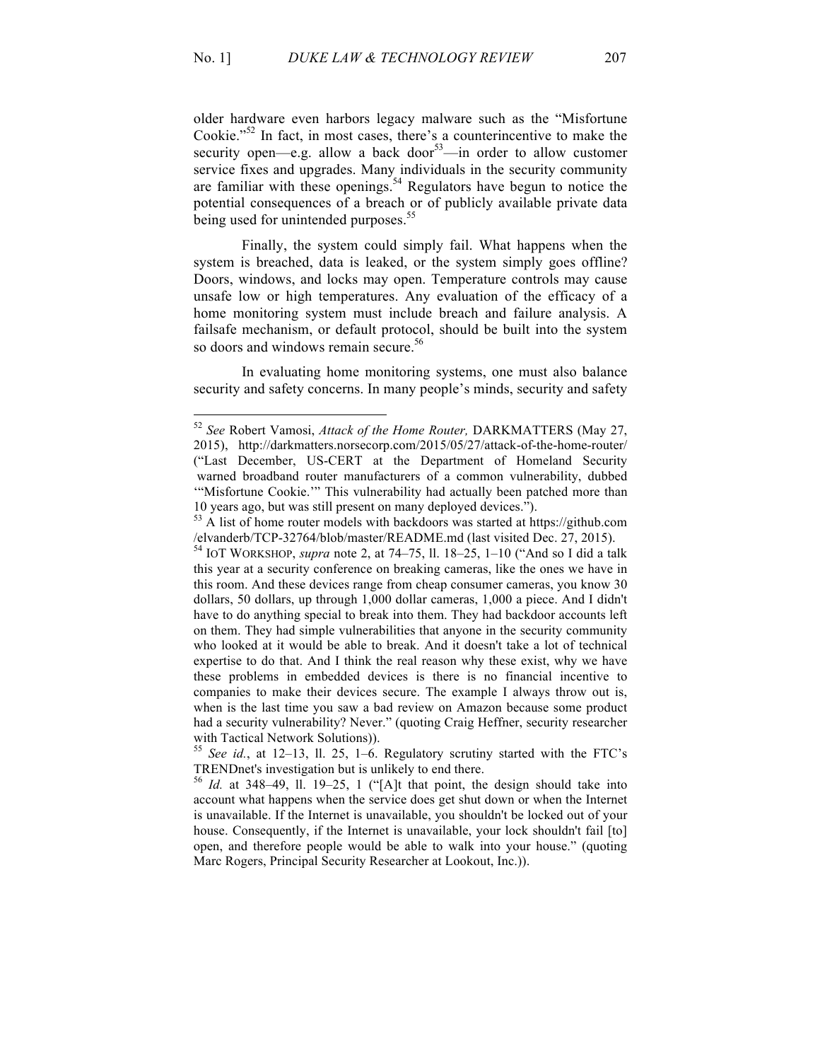older hardware even harbors legacy malware such as the "Misfortune Cookie."[52] In fact, in most cases, there's a counterincentive to make the security open—e.g. allow a back door[53]—in order to allow customer service fixes and upgrades. Many individuals in the security community are familiar with these openings.[54] Regulators have begun to notice the potential consequences of a breach or of publicly available private data being used for unintended purposes.[55]

Finally, the system could simply fail. What happens when the system is breached, data is leaked, or the system simply goes offline? Doors, windows, and locks may open. Temperature controls may cause unsafe low or high temperatures. Any evaluation of the efficacy of a home monitoring system must include breach and failure analysis. A failsafe mechanism, or default protocol, should be built into the system so doors and windows remain secure.[56]

In evaluating home monitoring systems, one must also balance security and safety concerns. In many people's minds, security and safety

---

[52] *See* Robert Vamosi, *Attack of the Home Router,* DARKMATTERS (May 27, 2015), http://darkmatters.norsecorp.com/2015/05/27/attack-of-the-home-router/ ("Last December, US-CERT at the Department of Homeland Security warned broadband router manufacturers of a common vulnerability, dubbed '"Misfortune Cookie.'" This vulnerability had actually been patched more than 10 years ago, but was still present on many deployed devices.").

[53] A list of home router models with backdoors was started at https://github.com/elvanderb/TCP-32764/blob/master/README.md (last visited Dec. 27, 2015).

[54] IOT WORKSHOP, *supra* note 2, at 74–75, ll. 18–25, 1–10 ("And so I did a talk this year at a security conference on breaking cameras, like the ones we have in this room. And these devices range from cheap consumer cameras, you know 30 dollars, 50 dollars, up through 1,000 dollar cameras, 1,000 a piece. And I didn't have to do anything special to break into them. They had backdoor accounts left on them. They had simple vulnerabilities that anyone in the security community who looked at it would be able to break. And it doesn't take a lot of technical expertise to do that. And I think the real reason why these exist, why we have these problems in embedded devices is there is no financial incentive to companies to make their devices secure. The example I always throw out is, when is the last time you saw a bad review on Amazon because some product had a security vulnerability? Never." (quoting Craig Heffner, security researcher with Tactical Network Solutions)).

[55] *See id.*, at 12–13, ll. 25, 1–6. Regulatory scrutiny started with the FTC's TRENDnet's investigation but is unlikely to end there.

[56] *Id.* at 348–49, ll. 19–25, 1 ("[A]t that point, the design should take into account what happens when the service does get shut down or when the Internet is unavailable. If the Internet is unavailable, you shouldn't be locked out of your house. Consequently, if the Internet is unavailable, your lock shouldn't fail [to] open, and therefore people would be able to walk into your house." (quoting Marc Rogers, Principal Security Researcher at Lookout, Inc.)).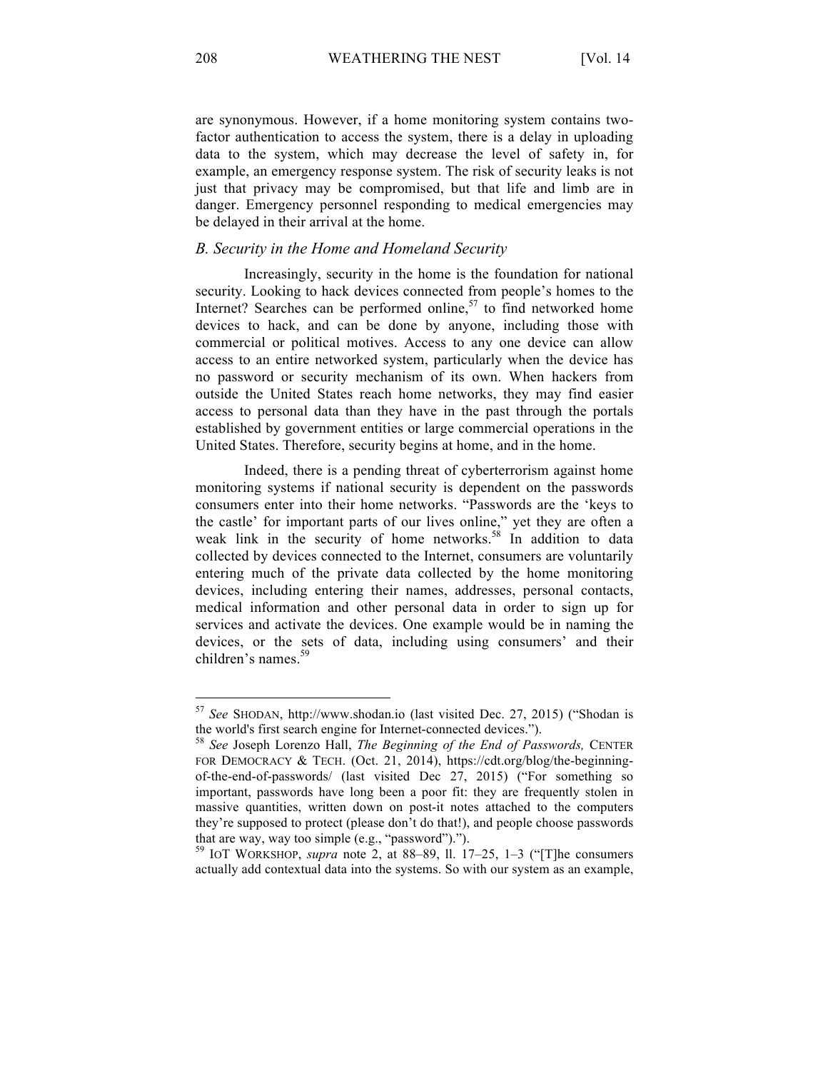are synonymous. However, if a home monitoring system contains two-factor authentication to access the system, there is a delay in uploading data to the system, which may decrease the level of safety in, for example, an emergency response system. The risk of security leaks is not just that privacy may be compromised, but that life and limb are in danger. Emergency personnel responding to medical emergencies may be delayed in their arrival at the home.

### *B. Security in the Home and Homeland Security*

Increasingly, security in the home is the foundation for national security. Looking to hack devices connected from people's homes to the Internet? Searches can be performed online,[57] to find networked home devices to hack, and can be done by anyone, including those with commercial or political motives. Access to any one device can allow access to an entire networked system, particularly when the device has no password or security mechanism of its own. When hackers from outside the United States reach home networks, they may find easier access to personal data than they have in the past through the portals established by government entities or large commercial operations in the United States. Therefore, security begins at home, and in the home.

Indeed, there is a pending threat of cyberterrorism against home monitoring systems if national security is dependent on the passwords consumers enter into their home networks. "Passwords are the 'keys to the castle' for important parts of our lives online," yet they are often a weak link in the security of home networks.[58] In addition to data collected by devices connected to the Internet, consumers are voluntarily entering much of the private data collected by the home monitoring devices, including entering their names, addresses, personal contacts, medical information and other personal data in order to sign up for services and activate the devices. One example would be in naming the devices, or the sets of data, including using consumers' and their children's names.[59]

---

[57] *See* SHODAN, http://www.shodan.io (last visited Dec. 27, 2015) ("Shodan is the world's first search engine for Internet-connected devices.").

[58] *See* Joseph Lorenzo Hall, *The Beginning of the End of Passwords,* CENTER FOR DEMOCRACY & TECH. (Oct. 21, 2014), https://cdt.org/blog/the-beginning-of-the-end-of-passwords/ (last visited Dec 27, 2015) ("For something so important, passwords have long been a poor fit: they are frequently stolen in massive quantities, written down on post-it notes attached to the computers they're supposed to protect (please don't do that!), and people choose passwords that are way, way too simple (e.g., "password").").

[59] IoT WORKSHOP, *supra* note 2, at 88–89, ll. 17–25, 1–3 ("[T]he consumers actually add contextual data into the systems. So with our system as an example,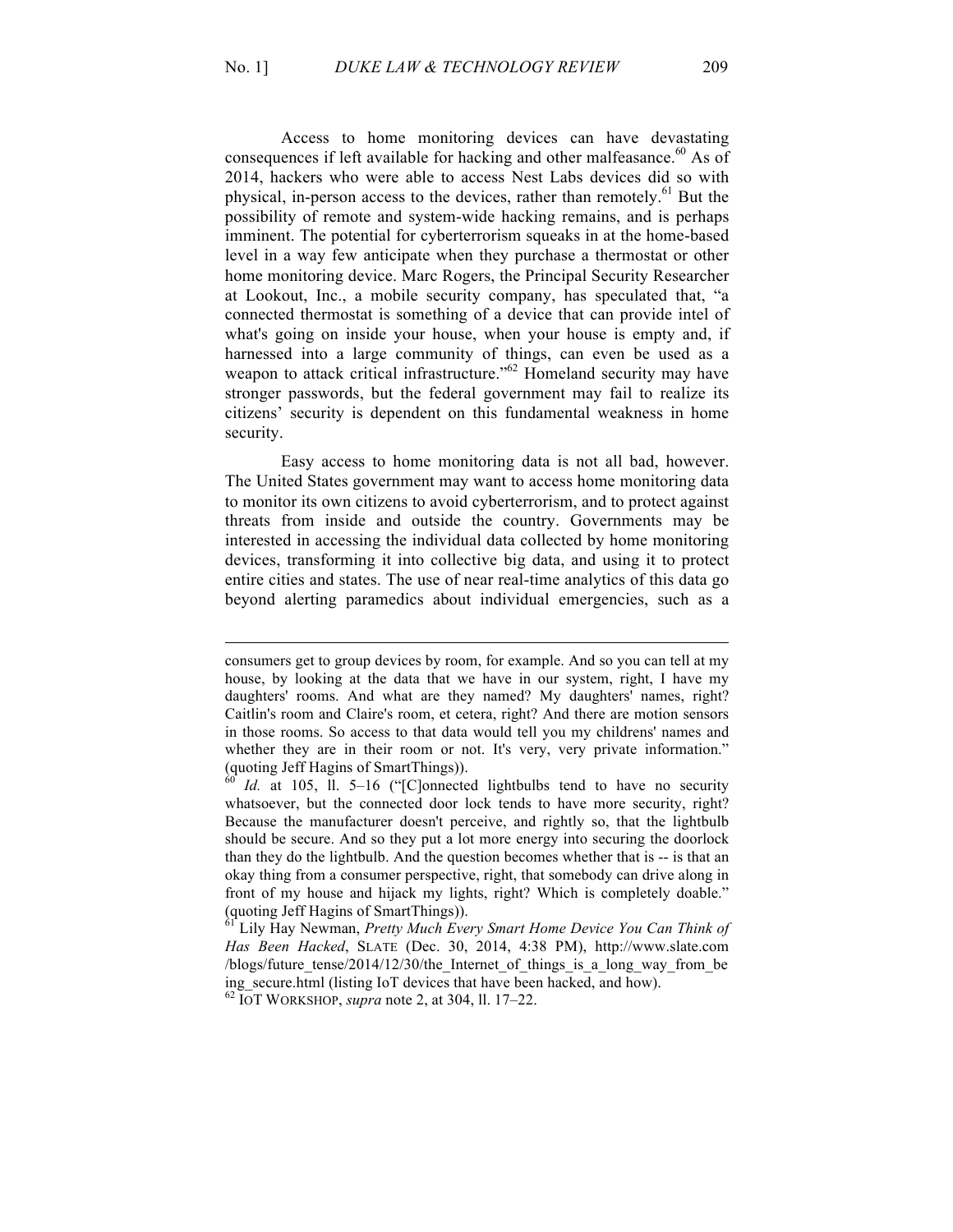Access to home monitoring devices can have devastating consequences if left available for hacking and other malfeasance.[60] As of 2014, hackers who were able to access Nest Labs devices did so with physical, in-person access to the devices, rather than remotely.[61] But the possibility of remote and system-wide hacking remains, and is perhaps imminent. The potential for cyberterrorism squeaks in at the home-based level in a way few anticipate when they purchase a thermostat or other home monitoring device. Marc Rogers, the Principal Security Researcher at Lookout, Inc., a mobile security company, has speculated that, "a connected thermostat is something of a device that can provide intel of what's going on inside your house, when your house is empty and, if harnessed into a large community of things, can even be used as a weapon to attack critical infrastructure."[62] Homeland security may have stronger passwords, but the federal government may fail to realize its citizens' security is dependent on this fundamental weakness in home security.

Easy access to home monitoring data is not all bad, however. The United States government may want to access home monitoring data to monitor its own citizens to avoid cyberterrorism, and to protect against threats from inside and outside the country. Governments may be interested in accessing the individual data collected by home monitoring devices, transforming it into collective big data, and using it to protect entire cities and states. The use of near real-time analytics of this data go beyond alerting paramedics about individual emergencies, such as a

---

consumers get to group devices by room, for example. And so you can tell at my house, by looking at the data that we have in our system, right, I have my daughters' rooms. And what are they named? My daughters' names, right? Caitlin's room and Claire's room, et cetera, right? And there are motion sensors in those rooms. So access to that data would tell you my childrens' names and whether they are in their room or not. It's very, very private information." (quoting Jeff Hagins of SmartThings)).

[60] *Id.* at 105, ll. 5–16 ("[C]onnected lightbulbs tend to have no security whatsoever, but the connected door lock tends to have more security, right? Because the manufacturer doesn't perceive, and rightly so, that the lightbulb should be secure. And so they put a lot more energy into securing the doorlock than they do the lightbulb. And the question becomes whether that is -- is that an okay thing from a consumer perspective, right, that somebody can drive along in front of my house and hijack my lights, right? Which is completely doable." (quoting Jeff Hagins of SmartThings)).

[61] Lily Hay Newman, *Pretty Much Every Smart Home Device You Can Think of Has Been Hacked*, SLATE (Dec. 30, 2014, 4:38 PM), http://www.slate.com/blogs/future_tense/2014/12/30/the_Internet_of_things_is_a_long_way_from_being_secure.html (listing IoT devices that have been hacked, and how).

[62] IOT WORKSHOP, *supra* note 2, at 304, ll. 17–22.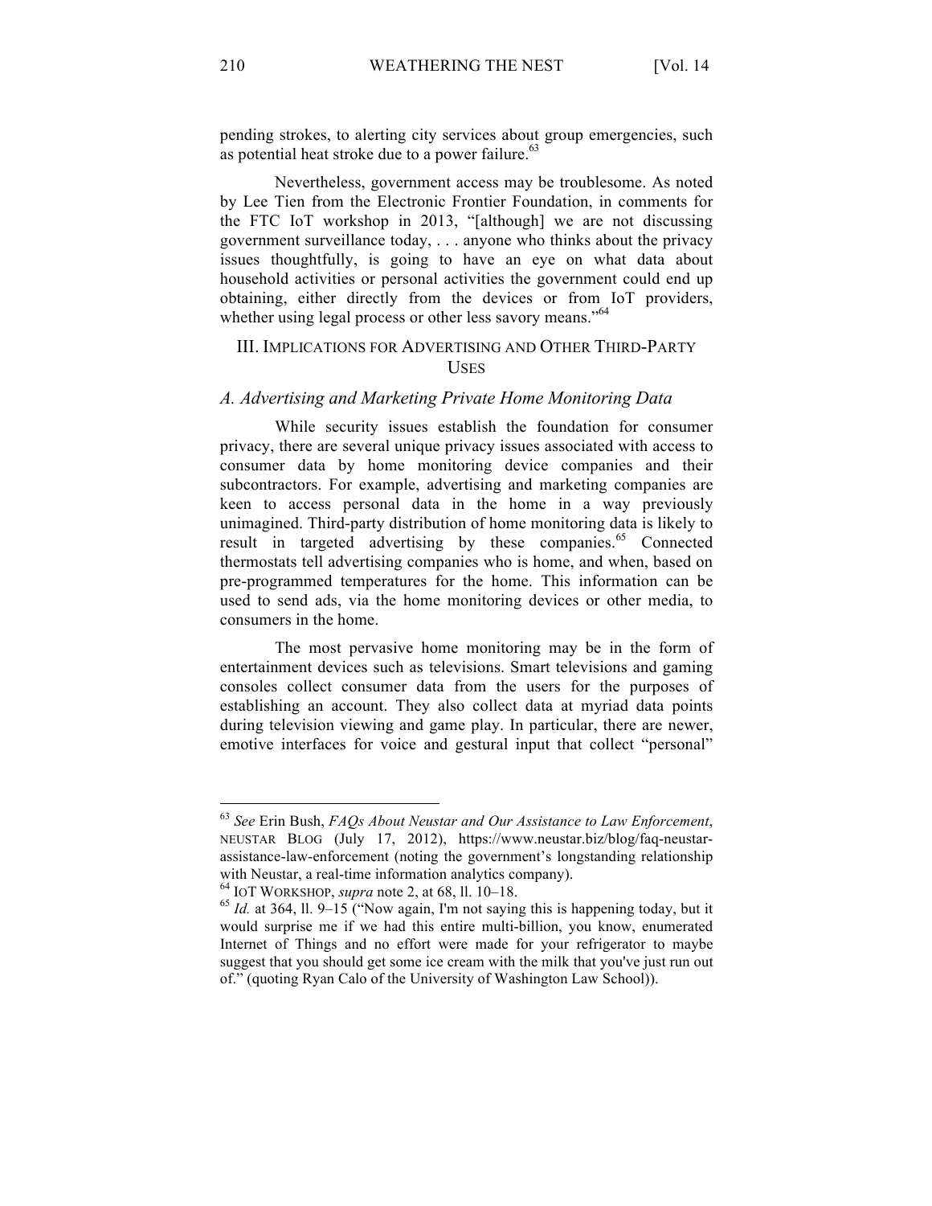pending strokes, to alerting city services about group emergencies, such as potential heat stroke due to a power failure.[63]

Nevertheless, government access may be troublesome. As noted by Lee Tien from the Electronic Frontier Foundation, in comments for the FTC IoT workshop in 2013, "[although] we are not discussing government surveillance today, . . . anyone who thinks about the privacy issues thoughtfully, is going to have an eye on what data about household activities or personal activities the government could end up obtaining, either directly from the devices or from IoT providers, whether using legal process or other less savory means."[64]

## III. Implications for Advertising and Other Third-Party Uses

### *A. Advertising and Marketing Private Home Monitoring Data*

While security issues establish the foundation for consumer privacy, there are several unique privacy issues associated with access to consumer data by home monitoring device companies and their subcontractors. For example, advertising and marketing companies are keen to access personal data in the home in a way previously unimagined. Third-party distribution of home monitoring data is likely to result in targeted advertising by these companies.[65] Connected thermostats tell advertising companies who is home, and when, based on pre-programmed temperatures for the home. This information can be used to send ads, via the home monitoring devices or other media, to consumers in the home.

The most pervasive home monitoring may be in the form of entertainment devices such as televisions. Smart televisions and gaming consoles collect consumer data from the users for the purposes of establishing an account. They also collect data at myriad data points during television viewing and game play. In particular, there are newer, emotive interfaces for voice and gestural input that collect "personal"

---

[63] *See* Erin Bush, *FAQs About Neustar and Our Assistance to Law Enforcement*, NEUSTAR BLOG (July 17, 2012), https://www.neustar.biz/blog/faq-neustar-assistance-law-enforcement (noting the government's longstanding relationship with Neustar, a real-time information analytics company).

[64] IOT WORKSHOP, *supra* note 2, at 68, ll. 10–18.

[65] *Id.* at 364, ll. 9–15 ("Now again, I'm not saying this is happening today, but it would surprise me if we had this entire multi-billion, you know, enumerated Internet of Things and no effort were made for your refrigerator to maybe suggest that you should get some ice cream with the milk that you've just run out of." (quoting Ryan Calo of the University of Washington Law School)).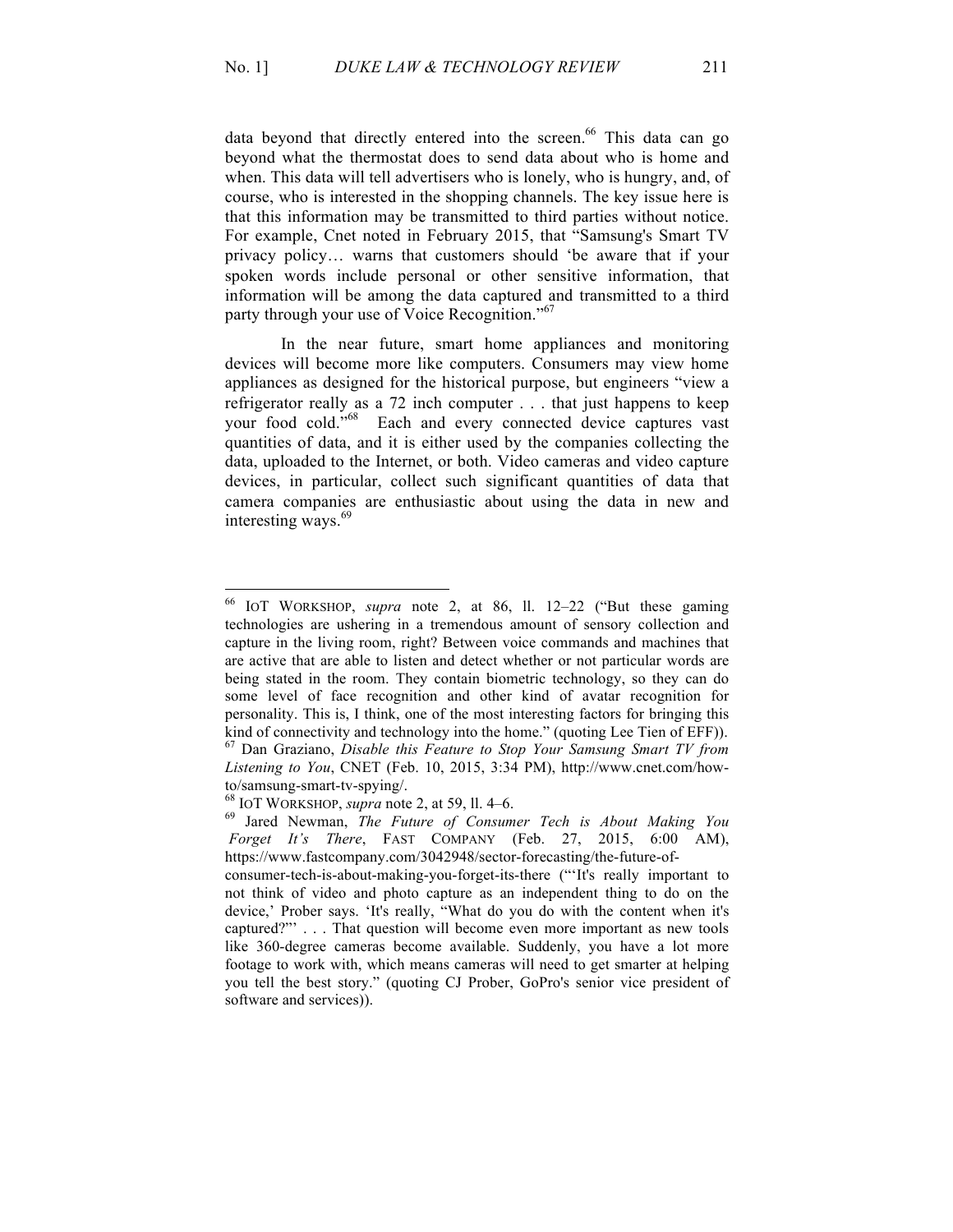data beyond that directly entered into the screen.[66] This data can go beyond what the thermostat does to send data about who is home and when. This data will tell advertisers who is lonely, who is hungry, and, of course, who is interested in the shopping channels. The key issue here is that this information may be transmitted to third parties without notice. For example, Cnet noted in February 2015, that "Samsung's Smart TV privacy policy… warns that customers should 'be aware that if your spoken words include personal or other sensitive information, that information will be among the data captured and transmitted to a third party through your use of Voice Recognition."[67]

In the near future, smart home appliances and monitoring devices will become more like computers. Consumers may view home appliances as designed for the historical purpose, but engineers "view a refrigerator really as a 72 inch computer . . . that just happens to keep your food cold."[68] Each and every connected device captures vast quantities of data, and it is either used by the companies collecting the data, uploaded to the Internet, or both. Video cameras and video capture devices, in particular, collect such significant quantities of data that camera companies are enthusiastic about using the data in new and interesting ways.[69]

---

[66] IOT WORKSHOP, *supra* note 2, at 86, ll. 12–22 ("But these gaming technologies are ushering in a tremendous amount of sensory collection and capture in the living room, right? Between voice commands and machines that are active that are able to listen and detect whether or not particular words are being stated in the room. They contain biometric technology, so they can do some level of face recognition and other kind of avatar recognition for personality. This is, I think, one of the most interesting factors for bringing this kind of connectivity and technology into the home." (quoting Lee Tien of EFF)).

[67] Dan Graziano, *Disable this Feature to Stop Your Samsung Smart TV from Listening to You*, CNET (Feb. 10, 2015, 3:34 PM), http://www.cnet.com/how-to/samsung-smart-tv-spying/.

[68] IOT WORKSHOP, *supra* note 2, at 59, ll. 4–6.

[69] Jared Newman, *The Future of Consumer Tech is About Making You Forget It's There*, FAST COMPANY (Feb. 27, 2015, 6:00 AM), https://www.fastcompany.com/3042948/sector-forecasting/the-future-of-consumer-tech-is-about-making-you-forget-its-there ("'It's really important to not think of video and photo capture as an independent thing to do on the device,' Prober says. 'It's really, "What do you do with the content when it's captured?"' . . . That question will become even more important as new tools like 360-degree cameras become available. Suddenly, you have a lot more footage to work with, which means cameras will need to get smarter at helping you tell the best story." (quoting CJ Prober, GoPro's senior vice president of software and services)).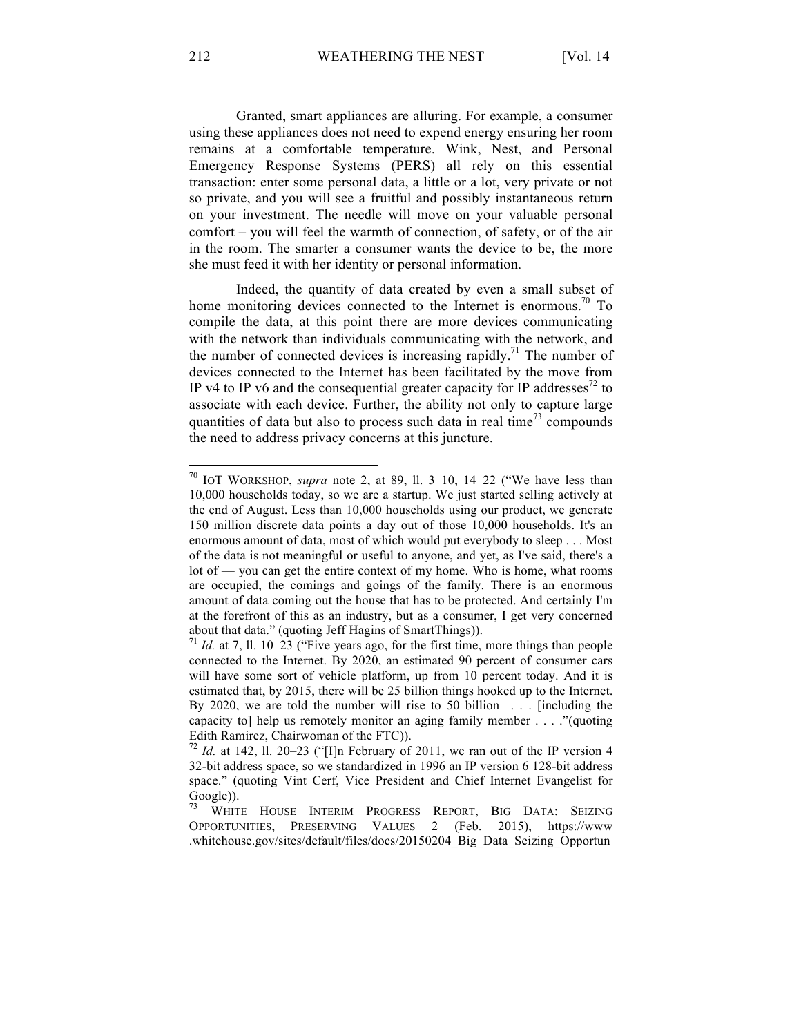Granted, smart appliances are alluring. For example, a consumer using these appliances does not need to expend energy ensuring her room remains at a comfortable temperature. Wink, Nest, and Personal Emergency Response Systems (PERS) all rely on this essential transaction: enter some personal data, a little or a lot, very private or not so private, and you will see a fruitful and possibly instantaneous return on your investment. The needle will move on your valuable personal comfort – you will feel the warmth of connection, of safety, or of the air in the room. The smarter a consumer wants the device to be, the more she must feed it with her identity or personal information.

Indeed, the quantity of data created by even a small subset of home monitoring devices connected to the Internet is enormous.[70] To compile the data, at this point there are more devices communicating with the network than individuals communicating with the network, and the number of connected devices is increasing rapidly.[71] The number of devices connected to the Internet has been facilitated by the move from IP v4 to IP v6 and the consequential greater capacity for IP addresses[72] to associate with each device. Further, the ability not only to capture large quantities of data but also to process such data in real time[73] compounds the need to address privacy concerns at this juncture.

---

[70] IOT WORKSHOP, *supra* note 2, at 89, ll. 3–10, 14–22 ("We have less than 10,000 households today, so we are a startup. We just started selling actively at the end of August. Less than 10,000 households using our product, we generate 150 million discrete data points a day out of those 10,000 households. It's an enormous amount of data, most of which would put everybody to sleep . . . Most of the data is not meaningful or useful to anyone, and yet, as I've said, there's a lot of — you can get the entire context of my home. Who is home, what rooms are occupied, the comings and goings of the family. There is an enormous amount of data coming out the house that has to be protected. And certainly I'm at the forefront of this as an industry, but as a consumer, I get very concerned about that data." (quoting Jeff Hagins of SmartThings)).

[71] *Id.* at 7, ll. 10–23 ("Five years ago, for the first time, more things than people connected to the Internet. By 2020, an estimated 90 percent of consumer cars will have some sort of vehicle platform, up from 10 percent today. And it is estimated that, by 2015, there will be 25 billion things hooked up to the Internet. By 2020, we are told the number will rise to 50 billion . . . [including the capacity to] help us remotely monitor an aging family member . . . ."(quoting Edith Ramirez, Chairwoman of the FTC)).

[72] *Id.* at 142, ll. 20–23 ("[I]n February of 2011, we ran out of the IP version 4 32-bit address space, so we standardized in 1996 an IP version 6 128-bit address space." (quoting Vint Cerf, Vice President and Chief Internet Evangelist for Google)).

[73] WHITE HOUSE INTERIM PROGRESS REPORT, BIG DATA: SEIZING OPPORTUNITIES, PRESERVING VALUES 2 (Feb. 2015), https://www.whitehouse.gov/sites/default/files/docs/20150204_Big_Data_Seizing_Opportun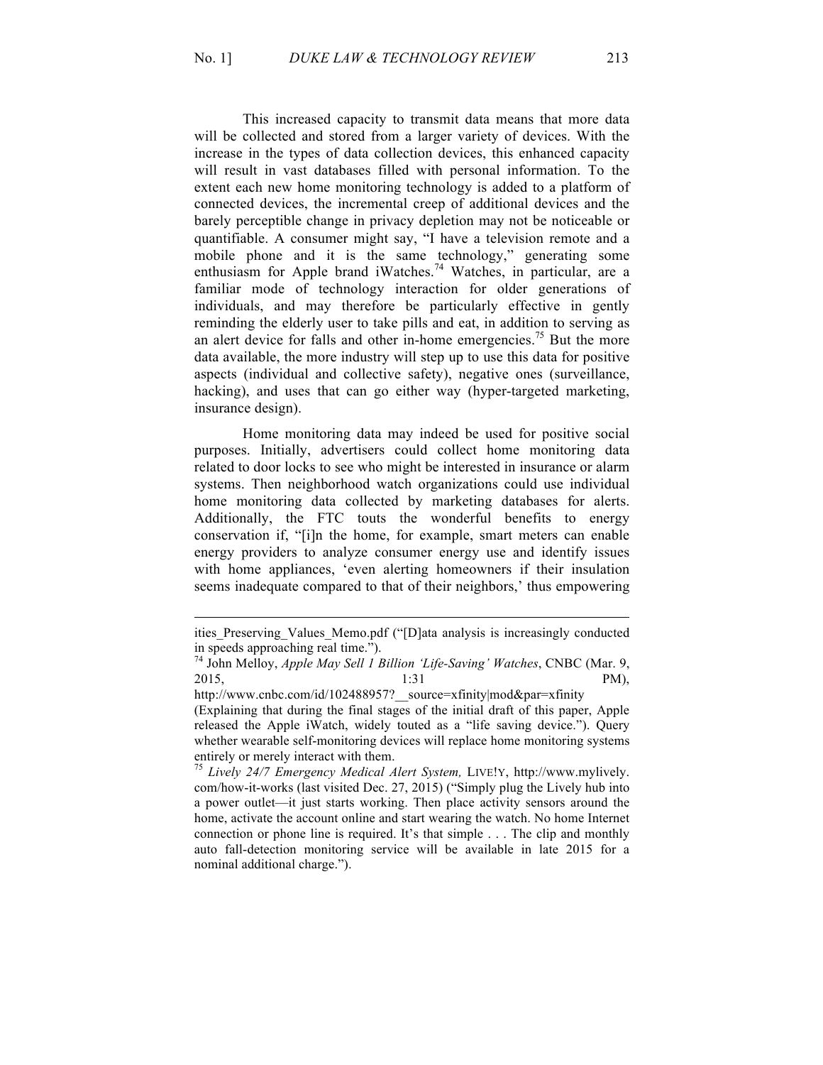This increased capacity to transmit data means that more data will be collected and stored from a larger variety of devices. With the increase in the types of data collection devices, this enhanced capacity will result in vast databases filled with personal information. To the extent each new home monitoring technology is added to a platform of connected devices, the incremental creep of additional devices and the barely perceptible change in privacy depletion may not be noticeable or quantifiable. A consumer might say, "I have a television remote and a mobile phone and it is the same technology," generating some enthusiasm for Apple brand iWatches.[74] Watches, in particular, are a familiar mode of technology interaction for older generations of individuals, and may therefore be particularly effective in gently reminding the elderly user to take pills and eat, in addition to serving as an alert device for falls and other in-home emergencies.[75] But the more data available, the more industry will step up to use this data for positive aspects (individual and collective safety), negative ones (surveillance, hacking), and uses that can go either way (hyper-targeted marketing, insurance design).

Home monitoring data may indeed be used for positive social purposes. Initially, advertisers could collect home monitoring data related to door locks to see who might be interested in insurance or alarm systems. Then neighborhood watch organizations could use individual home monitoring data collected by marketing databases for alerts. Additionally, the FTC touts the wonderful benefits to energy conservation if, "[i]n the home, for example, smart meters can enable energy providers to analyze consumer energy use and identify issues with home appliances, 'even alerting homeowners if their insulation seems inadequate compared to that of their neighbors,' thus empowering

---

ities_Preserving_Values_Memo.pdf ("[D]ata analysis is increasingly conducted in speeds approaching real time.").

[74] John Melloy, *Apple May Sell 1 Billion 'Life-Saving' Watches*, CNBC (Mar. 9, 2015, 1:31 PM), http://www.cnbc.com/id/102488957?__source=xfinity|mod&par=xfinity (Explaining that during the final stages of the initial draft of this paper, Apple released the Apple iWatch, widely touted as a "life saving device."). Query whether wearable self-monitoring devices will replace home monitoring systems entirely or merely interact with them.

[75] *Lively 24/7 Emergency Medical Alert System,* LIVE!Y, http://www.mylively.com/how-it-works (last visited Dec. 27, 2015) ("Simply plug the Lively hub into a power outlet—it just starts working. Then place activity sensors around the home, activate the account online and start wearing the watch. No home Internet connection or phone line is required. It's that simple . . . The clip and monthly auto fall-detection monitoring service will be available in late 2015 for a nominal additional charge.").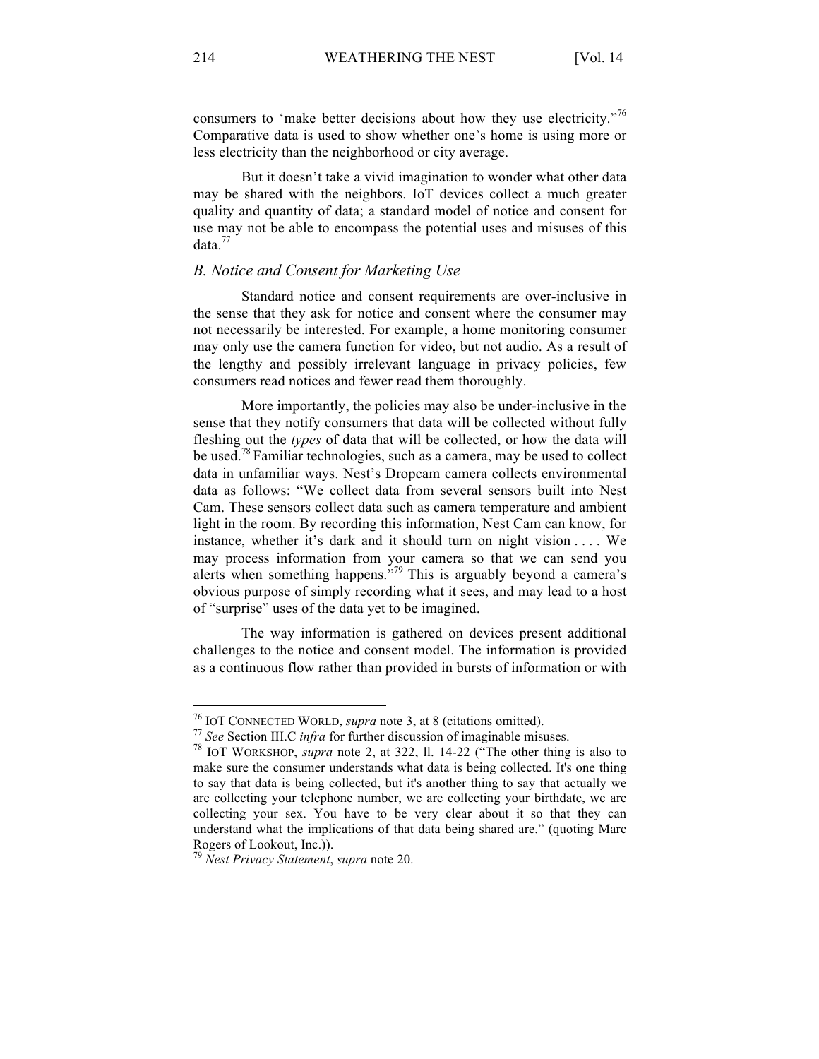consumers to 'make better decisions about how they use electricity."[76] Comparative data is used to show whether one's home is using more or less electricity than the neighborhood or city average.

But it doesn't take a vivid imagination to wonder what other data may be shared with the neighbors. IoT devices collect a much greater quality and quantity of data; a standard model of notice and consent for use may not be able to encompass the potential uses and misuses of this data.[77]

### *B. Notice and Consent for Marketing Use*

Standard notice and consent requirements are over-inclusive in the sense that they ask for notice and consent where the consumer may not necessarily be interested. For example, a home monitoring consumer may only use the camera function for video, but not audio. As a result of the lengthy and possibly irrelevant language in privacy policies, few consumers read notices and fewer read them thoroughly.

More importantly, the policies may also be under-inclusive in the sense that they notify consumers that data will be collected without fully fleshing out the *types* of data that will be collected, or how the data will be used.[78] Familiar technologies, such as a camera, may be used to collect data in unfamiliar ways. Nest's Dropcam camera collects environmental data as follows: "We collect data from several sensors built into Nest Cam. These sensors collect data such as camera temperature and ambient light in the room. By recording this information, Nest Cam can know, for instance, whether it's dark and it should turn on night vision . . . . We may process information from your camera so that we can send you alerts when something happens."[79] This is arguably beyond a camera's obvious purpose of simply recording what it sees, and may lead to a host of "surprise" uses of the data yet to be imagined.

The way information is gathered on devices present additional challenges to the notice and consent model. The information is provided as a continuous flow rather than provided in bursts of information or with

---

[76] IoT CONNECTED WORLD, *supra* note 3, at 8 (citations omitted).

[77] *See* Section III.C *infra* for further discussion of imaginable misuses.

[78] IoT WORKSHOP, *supra* note 2, at 322, ll. 14-22 ("The other thing is also to make sure the consumer understands what data is being collected. It's one thing to say that data is being collected, but it's another thing to say that actually we are collecting your telephone number, we are collecting your birthdate, we are collecting your sex. You have to be very clear about it so that they can understand what the implications of that data being shared are." (quoting Marc Rogers of Lookout, Inc.)).

[79] *Nest Privacy Statement*, *supra* note 20.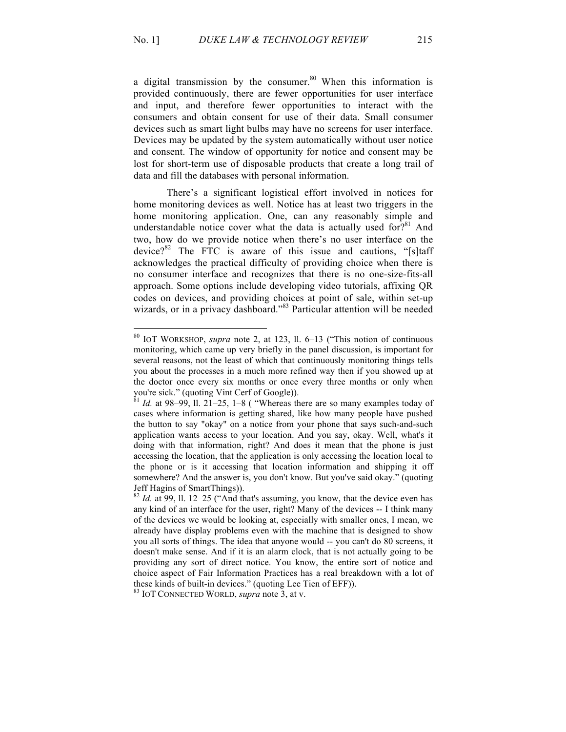a digital transmission by the consumer.[80] When this information is provided continuously, there are fewer opportunities for user interface and input, and therefore fewer opportunities to interact with the consumers and obtain consent for use of their data. Small consumer devices such as smart light bulbs may have no screens for user interface. Devices may be updated by the system automatically without user notice and consent. The window of opportunity for notice and consent may be lost for short-term use of disposable products that create a long trail of data and fill the databases with personal information.

There's a significant logistical effort involved in notices for home monitoring devices as well. Notice has at least two triggers in the home monitoring application. One, can any reasonably simple and understandable notice cover what the data is actually used for?[81] And two, how do we provide notice when there's no user interface on the device?[82] The FTC is aware of this issue and cautions, "[s]taff acknowledges the practical difficulty of providing choice when there is no consumer interface and recognizes that there is no one-size-fits-all approach. Some options include developing video tutorials, affixing QR codes on devices, and providing choices at point of sale, within set-up wizards, or in a privacy dashboard."[83] Particular attention will be needed

---

[80] IOT WORKSHOP, *supra* note 2, at 123, ll. 6–13 ("This notion of continuous monitoring, which came up very briefly in the panel discussion, is important for several reasons, not the least of which that continuously monitoring things tells you about the processes in a much more refined way then if you showed up at the doctor once every six months or once every three months or only when you're sick." (quoting Vint Cerf of Google)).

[81] *Id.* at 98–99, ll. 21–25, 1–8 ( "Whereas there are so many examples today of cases where information is getting shared, like how many people have pushed the button to say "okay" on a notice from your phone that says such-and-such application wants access to your location. And you say, okay. Well, what's it doing with that information, right? And does it mean that the phone is just accessing the location, that the application is only accessing the location local to the phone or is it accessing that location information and shipping it off somewhere? And the answer is, you don't know. But you've said okay." (quoting Jeff Hagins of SmartThings)).

[82] *Id.* at 99, ll. 12–25 ("And that's assuming, you know, that the device even has any kind of an interface for the user, right? Many of the devices -- I think many of the devices we would be looking at, especially with smaller ones, I mean, we already have display problems even with the machine that is designed to show you all sorts of things. The idea that anyone would -- you can't do 80 screens, it doesn't make sense. And if it is an alarm clock, that is not actually going to be providing any sort of direct notice. You know, the entire sort of notice and choice aspect of Fair Information Practices has a real breakdown with a lot of these kinds of built-in devices." (quoting Lee Tien of EFF)).

[83] IOT CONNECTED WORLD, *supra* note 3, at v.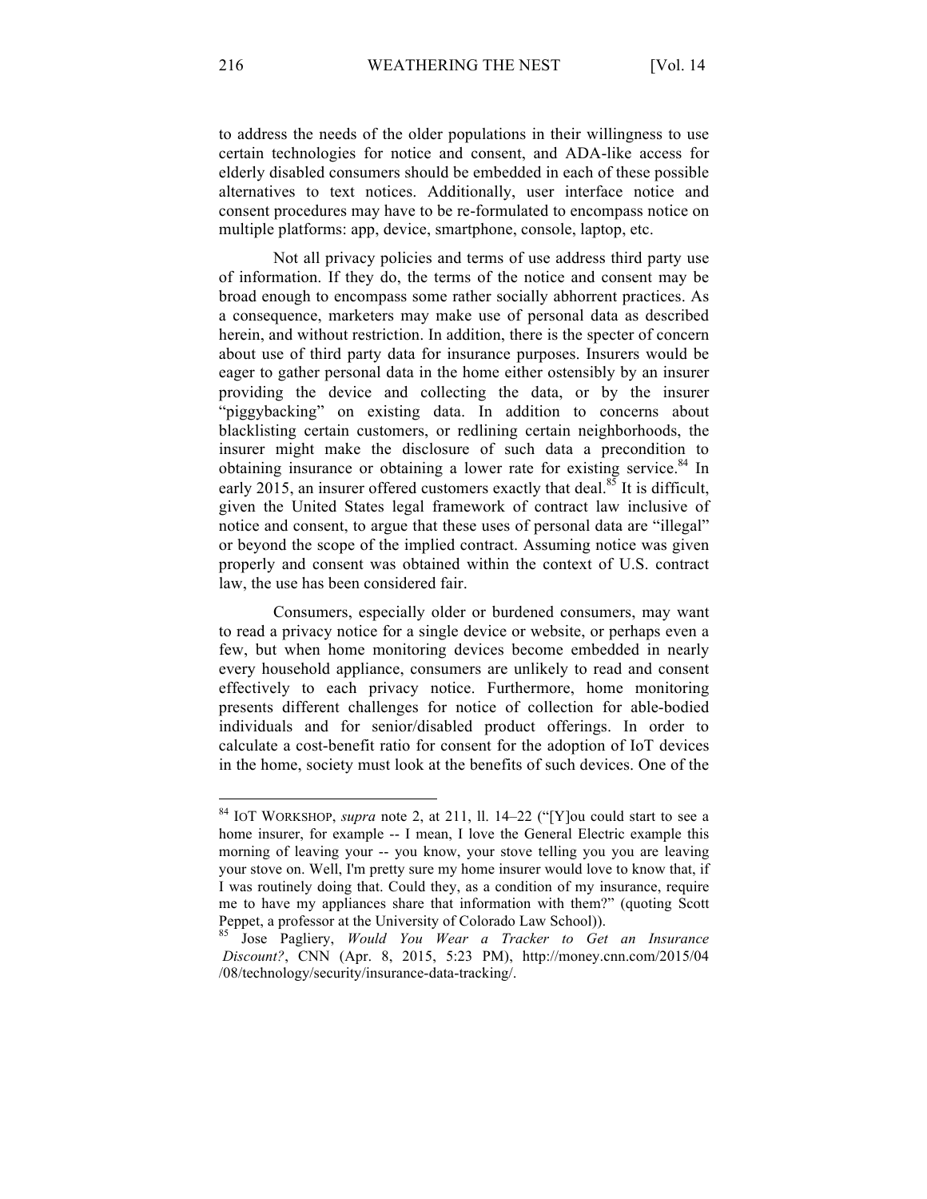to address the needs of the older populations in their willingness to use certain technologies for notice and consent, and ADA-like access for elderly disabled consumers should be embedded in each of these possible alternatives to text notices. Additionally, user interface notice and consent procedures may have to be re-formulated to encompass notice on multiple platforms: app, device, smartphone, console, laptop, etc.

Not all privacy policies and terms of use address third party use of information. If they do, the terms of the notice and consent may be broad enough to encompass some rather socially abhorrent practices. As a consequence, marketers may make use of personal data as described herein, and without restriction. In addition, there is the specter of concern about use of third party data for insurance purposes. Insurers would be eager to gather personal data in the home either ostensibly by an insurer providing the device and collecting the data, or by the insurer "piggybacking" on existing data. In addition to concerns about blacklisting certain customers, or redlining certain neighborhoods, the insurer might make the disclosure of such data a precondition to obtaining insurance or obtaining a lower rate for existing service.[84] In early 2015, an insurer offered customers exactly that deal.[85] It is difficult, given the United States legal framework of contract law inclusive of notice and consent, to argue that these uses of personal data are "illegal" or beyond the scope of the implied contract. Assuming notice was given properly and consent was obtained within the context of U.S. contract law, the use has been considered fair.

Consumers, especially older or burdened consumers, may want to read a privacy notice for a single device or website, or perhaps even a few, but when home monitoring devices become embedded in nearly every household appliance, consumers are unlikely to read and consent effectively to each privacy notice. Furthermore, home monitoring presents different challenges for notice of collection for able-bodied individuals and for senior/disabled product offerings. In order to calculate a cost-benefit ratio for consent for the adoption of IoT devices in the home, society must look at the benefits of such devices. One of the

---

[84] IoT WORKSHOP, *supra* note 2, at 211, ll. 14–22 ("[Y]ou could start to see a home insurer, for example -- I mean, I love the General Electric example this morning of leaving your -- you know, your stove telling you you are leaving your stove on. Well, I'm pretty sure my home insurer would love to know that, if I was routinely doing that. Could they, as a condition of my insurance, require me to have my appliances share that information with them?" (quoting Scott Peppet, a professor at the University of Colorado Law School)).

[85] Jose Pagliery, *Would You Wear a Tracker to Get an Insurance Discount?*, CNN (Apr. 8, 2015, 5:23 PM), http://money.cnn.com/2015/04/08/technology/security/insurance-data-tracking/.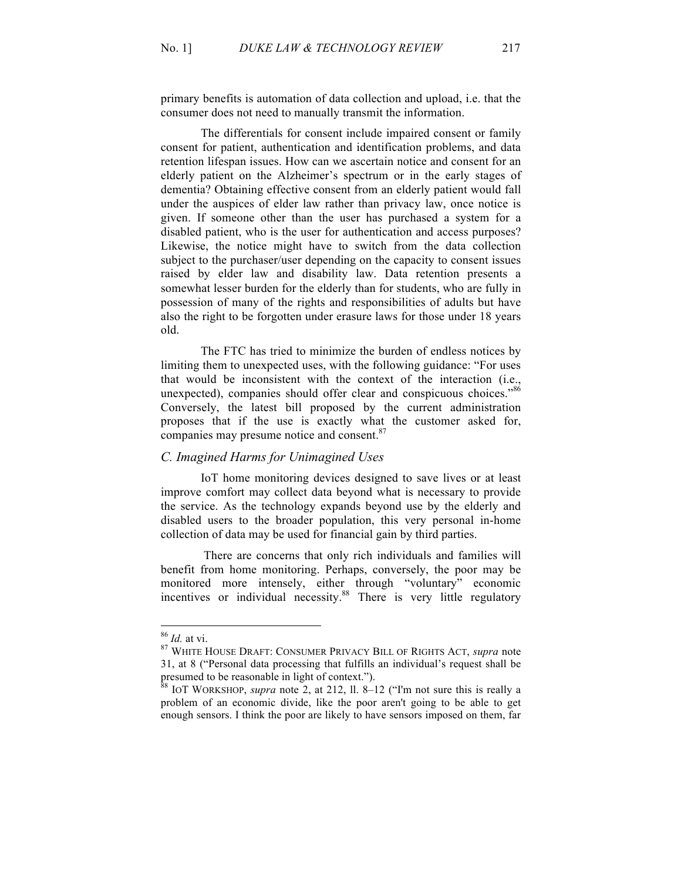primary benefits is automation of data collection and upload, i.e. that the consumer does not need to manually transmit the information.

The differentials for consent include impaired consent or family consent for patient, authentication and identification problems, and data retention lifespan issues. How can we ascertain notice and consent for an elderly patient on the Alzheimer's spectrum or in the early stages of dementia? Obtaining effective consent from an elderly patient would fall under the auspices of elder law rather than privacy law, once notice is given. If someone other than the user has purchased a system for a disabled patient, who is the user for authentication and access purposes? Likewise, the notice might have to switch from the data collection subject to the purchaser/user depending on the capacity to consent issues raised by elder law and disability law. Data retention presents a somewhat lesser burden for the elderly than for students, who are fully in possession of many of the rights and responsibilities of adults but have also the right to be forgotten under erasure laws for those under 18 years old.

The FTC has tried to minimize the burden of endless notices by limiting them to unexpected uses, with the following guidance: "For uses that would be inconsistent with the context of the interaction (i.e., unexpected), companies should offer clear and conspicuous choices."[86] Conversely, the latest bill proposed by the current administration proposes that if the use is exactly what the customer asked for, companies may presume notice and consent.[87]

### *C. Imagined Harms for Unimagined Uses*

IoT home monitoring devices designed to save lives or at least improve comfort may collect data beyond what is necessary to provide the service. As the technology expands beyond use by the elderly and disabled users to the broader population, this very personal in-home collection of data may be used for financial gain by third parties.

There are concerns that only rich individuals and families will benefit from home monitoring. Perhaps, conversely, the poor may be monitored more intensely, either through "voluntary" economic incentives or individual necessity.[88] There is very little regulatory

---

[86] *Id.* at vi.

[87] WHITE HOUSE DRAFT: CONSUMER PRIVACY BILL OF RIGHTS ACT, *supra* note 31, at 8 ("Personal data processing that fulfills an individual's request shall be presumed to be reasonable in light of context.").

[88] IOT WORKSHOP, *supra* note 2, at 212, ll. 8–12 ("I'm not sure this is really a problem of an economic divide, like the poor aren't going to be able to get enough sensors. I think the poor are likely to have sensors imposed on them, far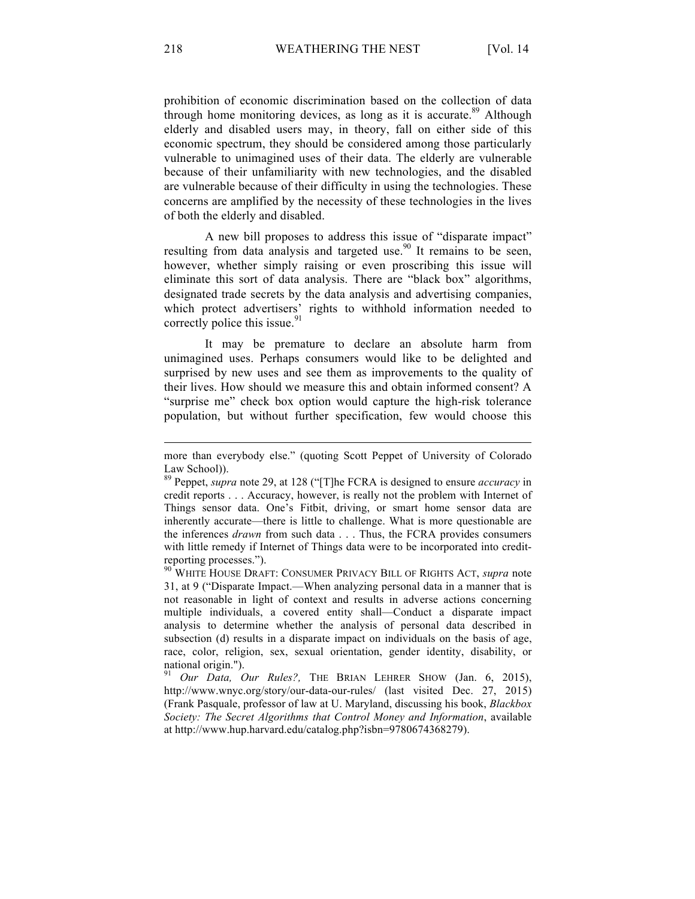prohibition of economic discrimination based on the collection of data through home monitoring devices, as long as it is accurate.[89] Although elderly and disabled users may, in theory, fall on either side of this economic spectrum, they should be considered among those particularly vulnerable to unimagined uses of their data. The elderly are vulnerable because of their unfamiliarity with new technologies, and the disabled are vulnerable because of their difficulty in using the technologies. These concerns are amplified by the necessity of these technologies in the lives of both the elderly and disabled.

A new bill proposes to address this issue of "disparate impact" resulting from data analysis and targeted use.[90] It remains to be seen, however, whether simply raising or even proscribing this issue will eliminate this sort of data analysis. There are "black box" algorithms, designated trade secrets by the data analysis and advertising companies, which protect advertisers' rights to withhold information needed to correctly police this issue.[91]

It may be premature to declare an absolute harm from unimagined uses. Perhaps consumers would like to be delighted and surprised by new uses and see them as improvements to the quality of their lives. How should we measure this and obtain informed consent? A "surprise me" check box option would capture the high-risk tolerance population, but without further specification, few would choose this

---

more than everybody else." (quoting Scott Peppet of University of Colorado Law School)).

[89] Peppet, *supra* note 29, at 128 ("[T]he FCRA is designed to ensure *accuracy* in credit reports . . . Accuracy, however, is really not the problem with Internet of Things sensor data. One's Fitbit, driving, or smart home sensor data are inherently accurate—there is little to challenge. What is more questionable are the inferences *drawn* from such data . . . Thus, the FCRA provides consumers with little remedy if Internet of Things data were to be incorporated into credit-reporting processes.").

[90] WHITE HOUSE DRAFT: CONSUMER PRIVACY BILL OF RIGHTS ACT, *supra* note 31, at 9 ("Disparate Impact.—When analyzing personal data in a manner that is not reasonable in light of context and results in adverse actions concerning multiple individuals, a covered entity shall—Conduct a disparate impact analysis to determine whether the analysis of personal data described in subsection (d) results in a disparate impact on individuals on the basis of age, race, color, religion, sex, sexual orientation, gender identity, disability, or national origin.").

[91] *Our Data, Our Rules?,* THE BRIAN LEHRER SHOW (Jan. 6, 2015), http://www.wnyc.org/story/our-data-our-rules/ (last visited Dec. 27, 2015) (Frank Pasquale, professor of law at U. Maryland, discussing his book, *Blackbox Society: The Secret Algorithms that Control Money and Information*, available at http://www.hup.harvard.edu/catalog.php?isbn=9780674368279).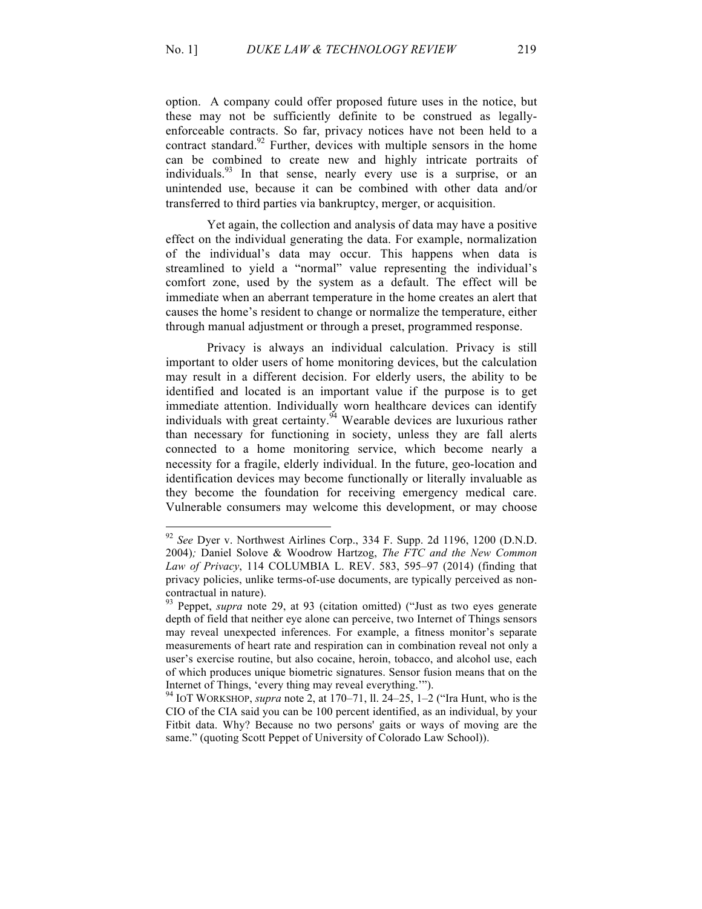option. A company could offer proposed future uses in the notice, but these may not be sufficiently definite to be construed as legally-enforceable contracts. So far, privacy notices have not been held to a contract standard.[92] Further, devices with multiple sensors in the home can be combined to create new and highly intricate portraits of individuals.[93] In that sense, nearly every use is a surprise, or an unintended use, because it can be combined with other data and/or transferred to third parties via bankruptcy, merger, or acquisition.

Yet again, the collection and analysis of data may have a positive effect on the individual generating the data. For example, normalization of the individual's data may occur. This happens when data is streamlined to yield a "normal" value representing the individual's comfort zone, used by the system as a default. The effect will be immediate when an aberrant temperature in the home creates an alert that causes the home's resident to change or normalize the temperature, either through manual adjustment or through a preset, programmed response.

Privacy is always an individual calculation. Privacy is still important to older users of home monitoring devices, but the calculation may result in a different decision. For elderly users, the ability to be identified and located is an important value if the purpose is to get immediate attention. Individually worn healthcare devices can identify individuals with great certainty.[94] Wearable devices are luxurious rather than necessary for functioning in society, unless they are fall alerts connected to a home monitoring service, which become nearly a necessity for a fragile, elderly individual. In the future, geo-location and identification devices may become functionally or literally invaluable as they become the foundation for receiving emergency medical care. Vulnerable consumers may welcome this development, or may choose

---

[92] *See* Dyer v. Northwest Airlines Corp., 334 F. Supp. 2d 1196, 1200 (D.N.D. 2004)*;* Daniel Solove & Woodrow Hartzog, *The FTC and the New Common Law of Privacy*, 114 COLUMBIA L. REV. 583, 595–97 (2014) (finding that privacy policies, unlike terms-of-use documents, are typically perceived as non-contractual in nature).

[93] Peppet, *supra* note 29, at 93 (citation omitted) ("Just as two eyes generate depth of field that neither eye alone can perceive, two Internet of Things sensors may reveal unexpected inferences. For example, a fitness monitor's separate measurements of heart rate and respiration can in combination reveal not only a user's exercise routine, but also cocaine, heroin, tobacco, and alcohol use, each of which produces unique biometric signatures. Sensor fusion means that on the Internet of Things, 'every thing may reveal everything.'").

[94] IOT WORKSHOP, *supra* note 2, at 170–71, ll. 24–25, 1–2 ("Ira Hunt, who is the CIO of the CIA said you can be 100 percent identified, as an individual, by your Fitbit data. Why? Because no two persons' gaits or ways of moving are the same." (quoting Scott Peppet of University of Colorado Law School)).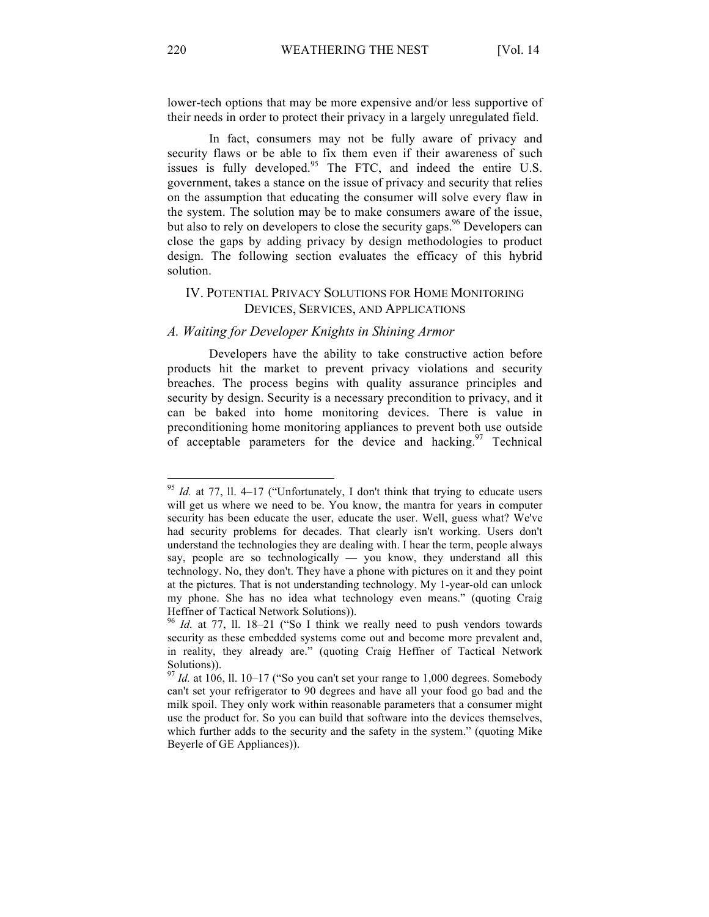lower-tech options that may be more expensive and/or less supportive of their needs in order to protect their privacy in a largely unregulated field.

In fact, consumers may not be fully aware of privacy and security flaws or be able to fix them even if their awareness of such issues is fully developed.[95] The FTC, and indeed the entire U.S. government, takes a stance on the issue of privacy and security that relies on the assumption that educating the consumer will solve every flaw in the system. The solution may be to make consumers aware of the issue, but also to rely on developers to close the security gaps.[96] Developers can close the gaps by adding privacy by design methodologies to product design. The following section evaluates the efficacy of this hybrid solution.

## IV. Potential Privacy Solutions for Home Monitoring Devices, Services, and Applications

### *A. Waiting for Developer Knights in Shining Armor*

Developers have the ability to take constructive action before products hit the market to prevent privacy violations and security breaches. The process begins with quality assurance principles and security by design. Security is a necessary precondition to privacy, and it can be baked into home monitoring devices. There is value in preconditioning home monitoring appliances to prevent both use outside of acceptable parameters for the device and hacking.[97] Technical

---

[95] *Id.* at 77, ll. 4–17 ("Unfortunately, I don't think that trying to educate users will get us where we need to be. You know, the mantra for years in computer security has been educate the user, educate the user. Well, guess what? We've had security problems for decades. That clearly isn't working. Users don't understand the technologies they are dealing with. I hear the term, people always say, people are so technologically — you know, they understand all this technology. No, they don't. They have a phone with pictures on it and they point at the pictures. That is not understanding technology. My 1-year-old can unlock my phone. She has no idea what technology even means." (quoting Craig Heffner of Tactical Network Solutions)).

[96] *Id.* at 77, ll. 18–21 ("So I think we really need to push vendors towards security as these embedded systems come out and become more prevalent and, in reality, they already are." (quoting Craig Heffner of Tactical Network Solutions)).

[97] *Id.* at 106, ll. 10–17 ("So you can't set your range to 1,000 degrees. Somebody can't set your refrigerator to 90 degrees and have all your food go bad and the milk spoil. They only work within reasonable parameters that a consumer might use the product for. So you can build that software into the devices themselves, which further adds to the security and the safety in the system." (quoting Mike Beyerle of GE Appliances)).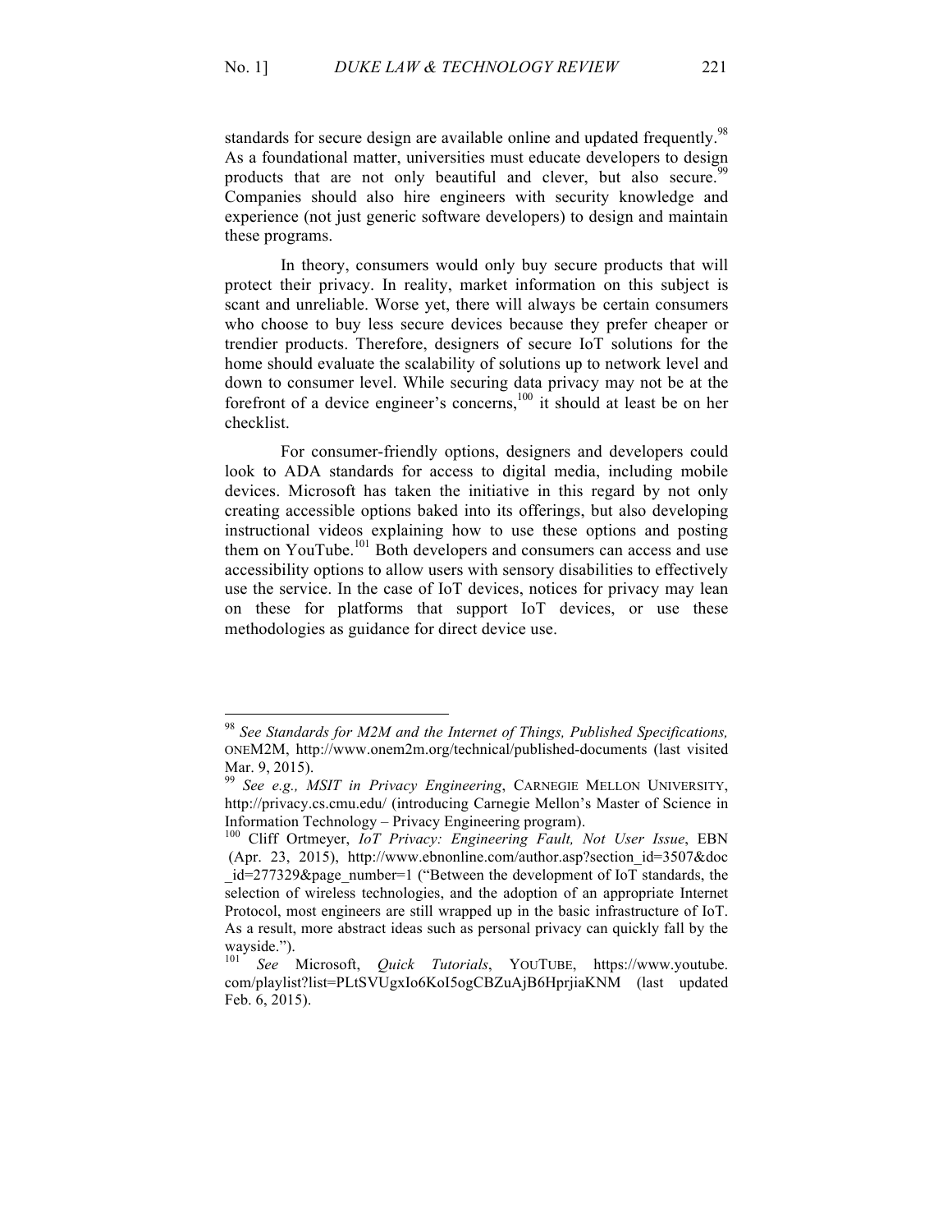standards for secure design are available online and updated frequently.[98] As a foundational matter, universities must educate developers to design products that are not only beautiful and clever, but also secure.[99] Companies should also hire engineers with security knowledge and experience (not just generic software developers) to design and maintain these programs.

In theory, consumers would only buy secure products that will protect their privacy. In reality, market information on this subject is scant and unreliable. Worse yet, there will always be certain consumers who choose to buy less secure devices because they prefer cheaper or trendier products. Therefore, designers of secure IoT solutions for the home should evaluate the scalability of solutions up to network level and down to consumer level. While securing data privacy may not be at the forefront of a device engineer's concerns,[100] it should at least be on her checklist.

For consumer-friendly options, designers and developers could look to ADA standards for access to digital media, including mobile devices. Microsoft has taken the initiative in this regard by not only creating accessible options baked into its offerings, but also developing instructional videos explaining how to use these options and posting them on YouTube.[101] Both developers and consumers can access and use accessibility options to allow users with sensory disabilities to effectively use the service. In the case of IoT devices, notices for privacy may lean on these for platforms that support IoT devices, or use these methodologies as guidance for direct device use.

---

[98] *See Standards for M2M and the Internet of Things, Published Specifications,* ONEM2M, http://www.onem2m.org/technical/published-documents (last visited Mar. 9, 2015).

[99] *See e.g., MSIT in Privacy Engineering*, CARNEGIE MELLON UNIVERSITY, http://privacy.cs.cmu.edu/ (introducing Carnegie Mellon's Master of Science in Information Technology – Privacy Engineering program).

[100] Cliff Ortmeyer, *IoT Privacy: Engineering Fault, Not User Issue*, EBN (Apr. 23, 2015), http://www.ebnonline.com/author.asp?section_id=3507&doc_id=277329&page_number=1 ("Between the development of IoT standards, the selection of wireless technologies, and the adoption of an appropriate Internet Protocol, most engineers are still wrapped up in the basic infrastructure of IoT. As a result, more abstract ideas such as personal privacy can quickly fall by the wayside.").

[101] *See* Microsoft, *Quick Tutorials*, YOUTUBE, https://www.youtube.com/playlist?list=PLtSVUgxIo6KoI5ogCBZuAjB6HprjiaKNM (last updated Feb. 6, 2015).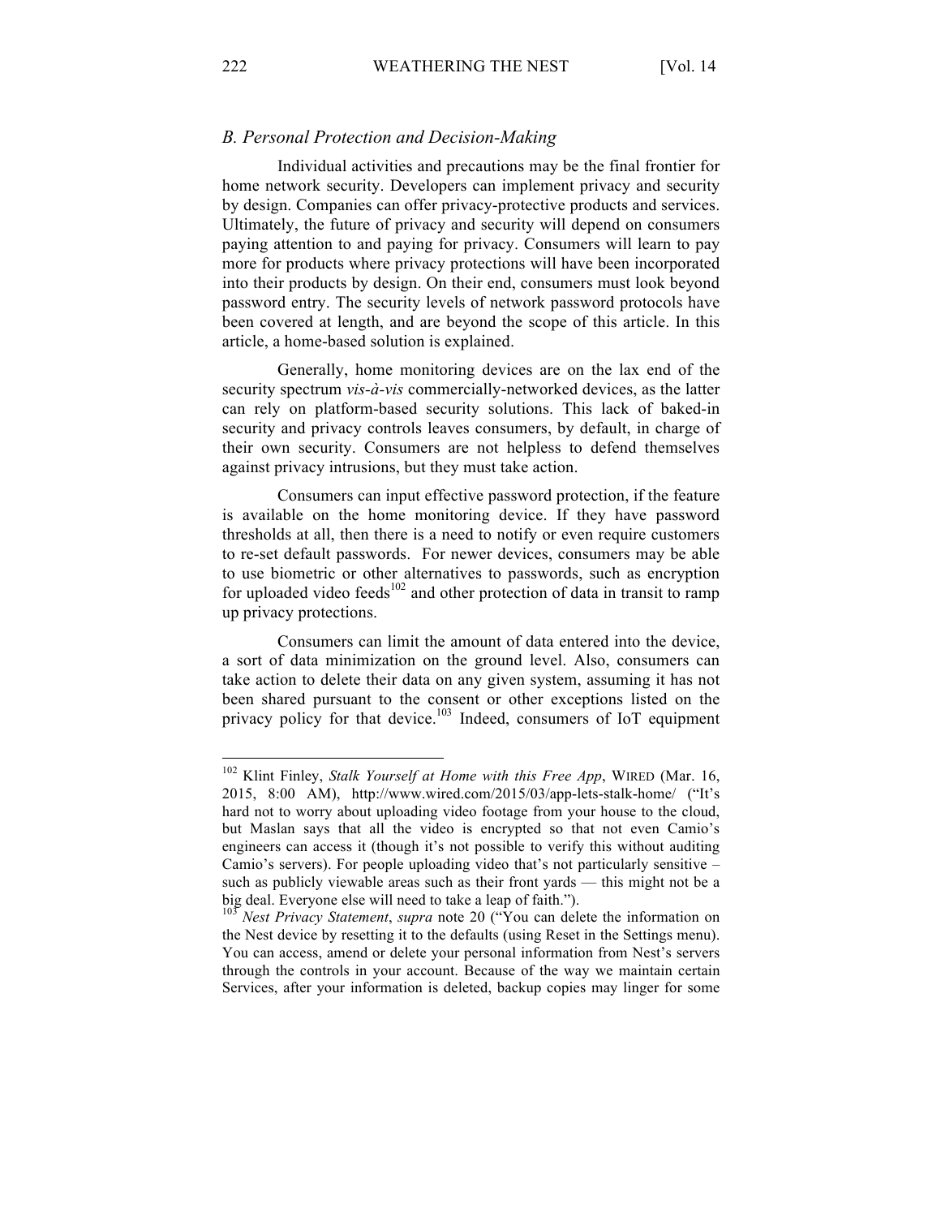### *B. Personal Protection and Decision-Making*

Individual activities and precautions may be the final frontier for home network security. Developers can implement privacy and security by design. Companies can offer privacy-protective products and services. Ultimately, the future of privacy and security will depend on consumers paying attention to and paying for privacy. Consumers will learn to pay more for products where privacy protections will have been incorporated into their products by design. On their end, consumers must look beyond password entry. The security levels of network password protocols have been covered at length, and are beyond the scope of this article. In this article, a home-based solution is explained.

Generally, home monitoring devices are on the lax end of the security spectrum *vis-à-vis* commercially-networked devices, as the latter can rely on platform-based security solutions. This lack of baked-in security and privacy controls leaves consumers, by default, in charge of their own security. Consumers are not helpless to defend themselves against privacy intrusions, but they must take action.

Consumers can input effective password protection, if the feature is available on the home monitoring device. If they have password thresholds at all, then there is a need to notify or even require customers to re-set default passwords. For newer devices, consumers may be able to use biometric or other alternatives to passwords, such as encryption for uploaded video feeds[102] and other protection of data in transit to ramp up privacy protections.

Consumers can limit the amount of data entered into the device, a sort of data minimization on the ground level. Also, consumers can take action to delete their data on any given system, assuming it has not been shared pursuant to the consent or other exceptions listed on the privacy policy for that device.[103] Indeed, consumers of IoT equipment

---

[102] Klint Finley, *Stalk Yourself at Home with this Free App*, WIRED (Mar. 16, 2015, 8:00 AM), http://www.wired.com/2015/03/app-lets-stalk-home/ ("It's hard not to worry about uploading video footage from your house to the cloud, but Maslan says that all the video is encrypted so that not even Camio's engineers can access it (though it's not possible to verify this without auditing Camio's servers). For people uploading video that's not particularly sensitive – such as publicly viewable areas such as their front yards — this might not be a big deal. Everyone else will need to take a leap of faith.").

[103] *Nest Privacy Statement*, *supra* note 20 ("You can delete the information on the Nest device by resetting it to the defaults (using Reset in the Settings menu). You can access, amend or delete your personal information from Nest's servers through the controls in your account. Because of the way we maintain certain Services, after your information is deleted, backup copies may linger for some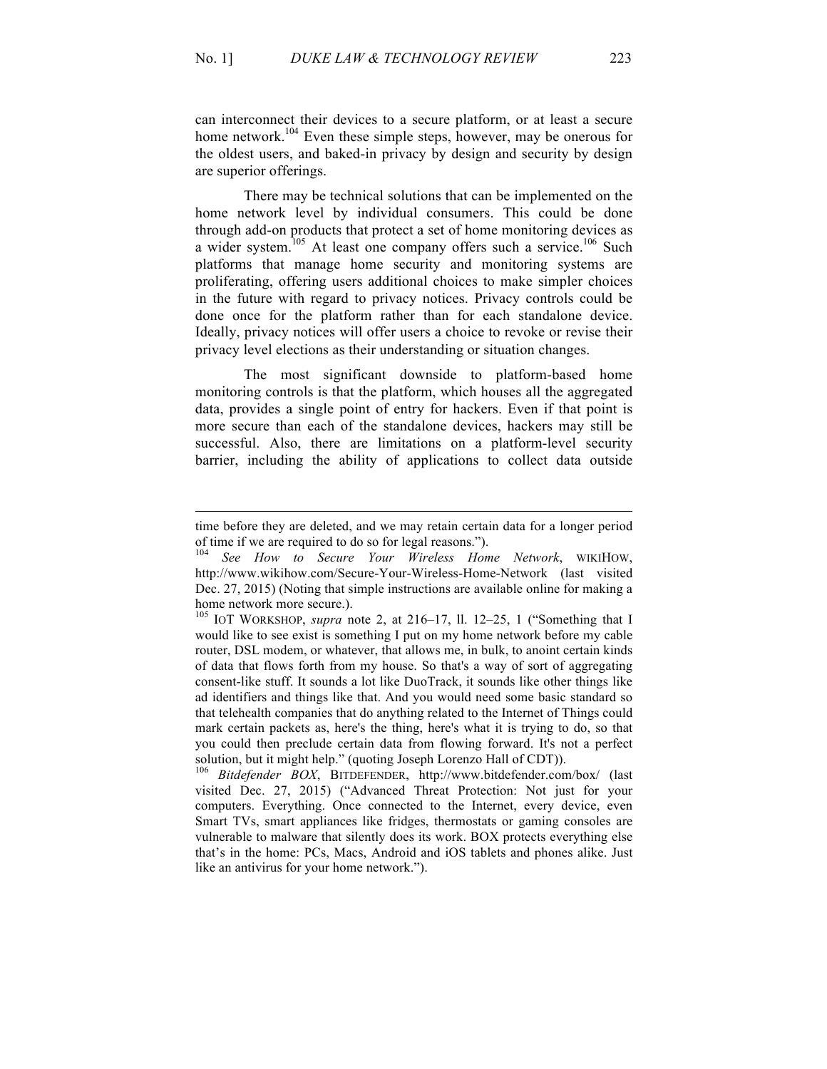can interconnect their devices to a secure platform, or at least a secure home network.[104] Even these simple steps, however, may be onerous for the oldest users, and baked-in privacy by design and security by design are superior offerings.

There may be technical solutions that can be implemented on the home network level by individual consumers. This could be done through add-on products that protect a set of home monitoring devices as a wider system.[105] At least one company offers such a service.[106] Such platforms that manage home security and monitoring systems are proliferating, offering users additional choices to make simpler choices in the future with regard to privacy notices. Privacy controls could be done once for the platform rather than for each standalone device. Ideally, privacy notices will offer users a choice to revoke or revise their privacy level elections as their understanding or situation changes.

The most significant downside to platform-based home monitoring controls is that the platform, which houses all the aggregated data, provides a single point of entry for hackers. Even if that point is more secure than each of the standalone devices, hackers may still be successful. Also, there are limitations on a platform-level security barrier, including the ability of applications to collect data outside

---

time before they are deleted, and we may retain certain data for a longer period of time if we are required to do so for legal reasons.").

[104] *See How to Secure Your Wireless Home Network*, WIKIHOW, http://www.wikihow.com/Secure-Your-Wireless-Home-Network (last visited Dec. 27, 2015) (Noting that simple instructions are available online for making a home network more secure.).

[105] IOT WORKSHOP, *supra* note 2, at 216–17, ll. 12–25, 1 ("Something that I would like to see exist is something I put on my home network before my cable router, DSL modem, or whatever, that allows me, in bulk, to anoint certain kinds of data that flows forth from my house. So that's a way of sort of aggregating consent-like stuff. It sounds a lot like DuoTrack, it sounds like other things like ad identifiers and things like that. And you would need some basic standard so that telehealth companies that do anything related to the Internet of Things could mark certain packets as, here's the thing, here's what it is trying to do, so that you could then preclude certain data from flowing forward. It's not a perfect solution, but it might help." (quoting Joseph Lorenzo Hall of CDT)).

[106] *Bitdefender BOX*, BITDEFENDER, http://www.bitdefender.com/box/ (last visited Dec. 27, 2015) ("Advanced Threat Protection: Not just for your computers. Everything. Once connected to the Internet, every device, even Smart TVs, smart appliances like fridges, thermostats or gaming consoles are vulnerable to malware that silently does its work. BOX protects everything else that's in the home: PCs, Macs, Android and iOS tablets and phones alike. Just like an antivirus for your home network.").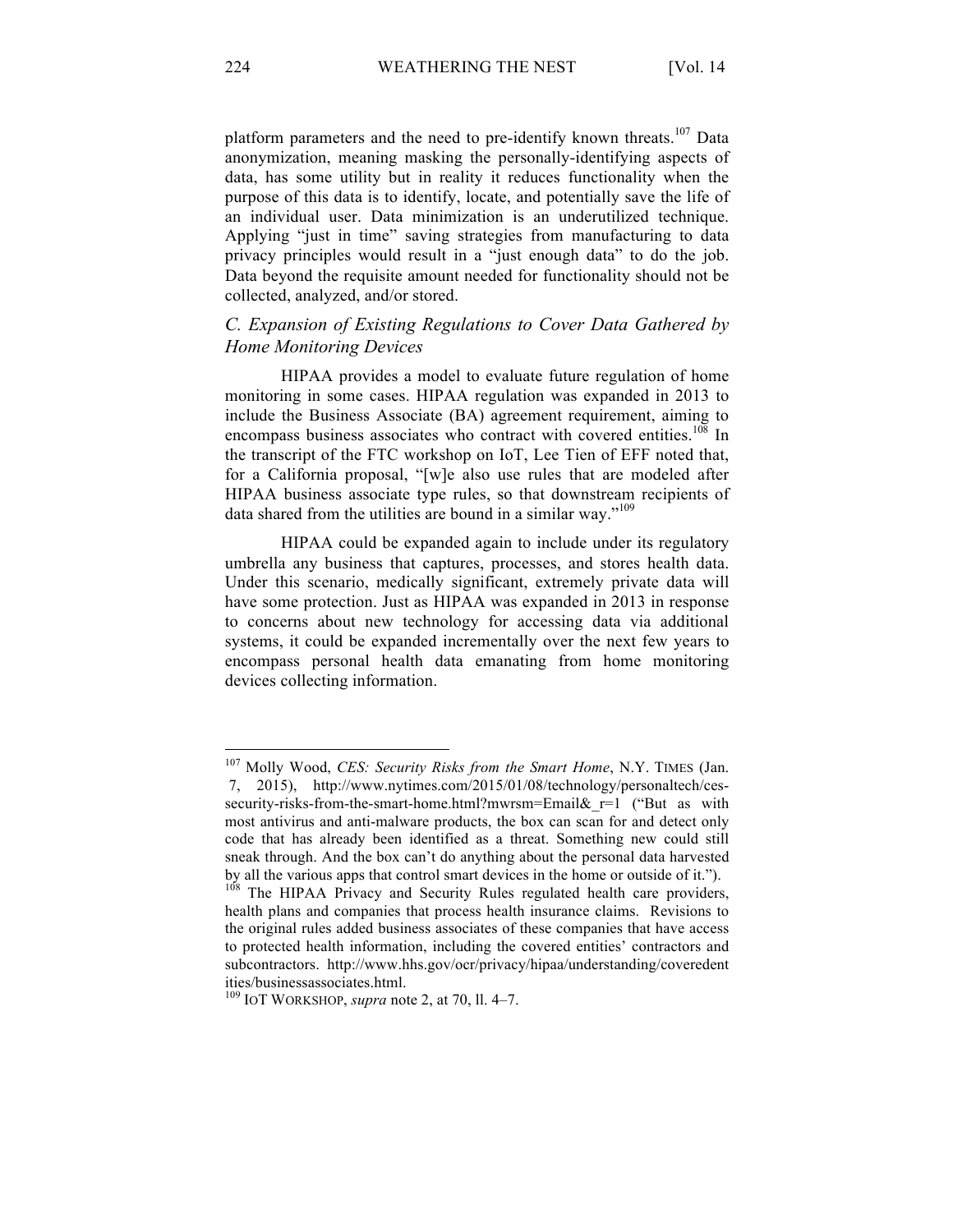platform parameters and the need to pre-identify known threats.[107] Data anonymization, meaning masking the personally-identifying aspects of data, has some utility but in reality it reduces functionality when the purpose of this data is to identify, locate, and potentially save the life of an individual user. Data minimization is an underutilized technique. Applying "just in time" saving strategies from manufacturing to data privacy principles would result in a "just enough data" to do the job. Data beyond the requisite amount needed for functionality should not be collected, analyzed, and/or stored.

### *C. Expansion of Existing Regulations to Cover Data Gathered by Home Monitoring Devices*

HIPAA provides a model to evaluate future regulation of home monitoring in some cases. HIPAA regulation was expanded in 2013 to include the Business Associate (BA) agreement requirement, aiming to encompass business associates who contract with covered entities.[108] In the transcript of the FTC workshop on IoT, Lee Tien of EFF noted that, for a California proposal, "[w]e also use rules that are modeled after HIPAA business associate type rules, so that downstream recipients of data shared from the utilities are bound in a similar way."[109]

HIPAA could be expanded again to include under its regulatory umbrella any business that captures, processes, and stores health data. Under this scenario, medically significant, extremely private data will have some protection. Just as HIPAA was expanded in 2013 in response to concerns about new technology for accessing data via additional systems, it could be expanded incrementally over the next few years to encompass personal health data emanating from home monitoring devices collecting information.

---

[107] Molly Wood, *CES: Security Risks from the Smart Home*, N.Y. TIMES (Jan. 7, 2015), http://www.nytimes.com/2015/01/08/technology/personaltech/ces-security-risks-from-the-smart-home.html?mwrsm=Email&_r=1 ("But as with most antivirus and anti-malware products, the box can scan for and detect only code that has already been identified as a threat. Something new could still sneak through. And the box can't do anything about the personal data harvested by all the various apps that control smart devices in the home or outside of it.").

[108] The HIPAA Privacy and Security Rules regulated health care providers, health plans and companies that process health insurance claims. Revisions to the original rules added business associates of these companies that have access to protected health information, including the covered entities' contractors and subcontractors. http://www.hhs.gov/ocr/privacy/hipaa/understanding/coveredentities/businessassociates.html.

[109] IOT WORKSHOP, *supra* note 2, at 70, ll. 4–7.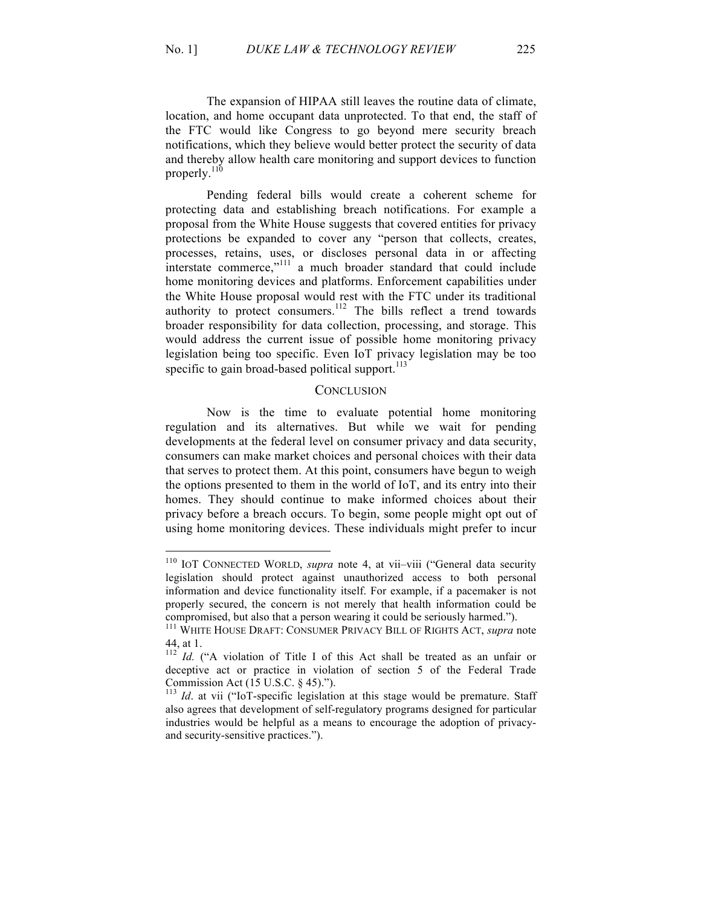The expansion of HIPAA still leaves the routine data of climate, location, and home occupant data unprotected. To that end, the staff of the FTC would like Congress to go beyond mere security breach notifications, which they believe would better protect the security of data and thereby allow health care monitoring and support devices to function properly.[110]

Pending federal bills would create a coherent scheme for protecting data and establishing breach notifications. For example a proposal from the White House suggests that covered entities for privacy protections be expanded to cover any "person that collects, creates, processes, retains, uses, or discloses personal data in or affecting interstate commerce,"[111] a much broader standard that could include home monitoring devices and platforms. Enforcement capabilities under the White House proposal would rest with the FTC under its traditional authority to protect consumers.[112] The bills reflect a trend towards broader responsibility for data collection, processing, and storage. This would address the current issue of possible home monitoring privacy legislation being too specific. Even IoT privacy legislation may be too specific to gain broad-based political support.[113]

## CONCLUSION

Now is the time to evaluate potential home monitoring regulation and its alternatives. But while we wait for pending developments at the federal level on consumer privacy and data security, consumers can make market choices and personal choices with their data that serves to protect them. At this point, consumers have begun to weigh the options presented to them in the world of IoT, and its entry into their homes. They should continue to make informed choices about their privacy before a breach occurs. To begin, some people might opt out of using home monitoring devices. These individuals might prefer to incur

---

[110] IOT CONNECTED WORLD, *supra* note 4, at vii–viii ("General data security legislation should protect against unauthorized access to both personal information and device functionality itself. For example, if a pacemaker is not properly secured, the concern is not merely that health information could be compromised, but also that a person wearing it could be seriously harmed.").

[111] WHITE HOUSE DRAFT: CONSUMER PRIVACY BILL OF RIGHTS ACT, *supra* note 44, at 1.

[112] *Id.* ("A violation of Title I of this Act shall be treated as an unfair or deceptive act or practice in violation of section 5 of the Federal Trade Commission Act (15 U.S.C. § 45).").

[113] *Id*. at vii ("IoT-specific legislation at this stage would be premature. Staff also agrees that development of self-regulatory programs designed for particular industries would be helpful as a means to encourage the adoption of privacy- and security-sensitive practices.").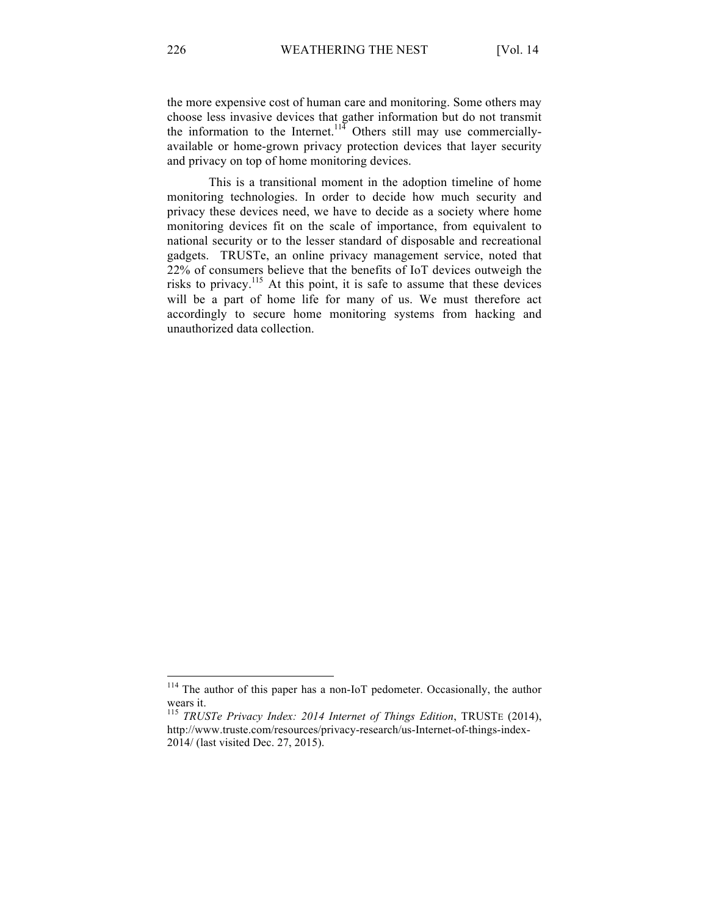the more expensive cost of human care and monitoring. Some others may choose less invasive devices that gather information but do not transmit the information to the Internet.[114] Others still may use commercially-available or home-grown privacy protection devices that layer security and privacy on top of home monitoring devices.

This is a transitional moment in the adoption timeline of home monitoring technologies. In order to decide how much security and privacy these devices need, we have to decide as a society where home monitoring devices fit on the scale of importance, from equivalent to national security or to the lesser standard of disposable and recreational gadgets. TRUSTe, an online privacy management service, noted that 22% of consumers believe that the benefits of IoT devices outweigh the risks to privacy.[115] At this point, it is safe to assume that these devices will be a part of home life for many of us. We must therefore act accordingly to secure home monitoring systems from hacking and unauthorized data collection.

---

[114] The author of this paper has a non-IoT pedometer. Occasionally, the author wears it.

[115] *TRUSTe Privacy Index: 2014 Internet of Things Edition*, TRUSTE (2014), http://www.truste.com/resources/privacy-research/us-Internet-of-things-index-2014/ (last visited Dec. 27, 2015).